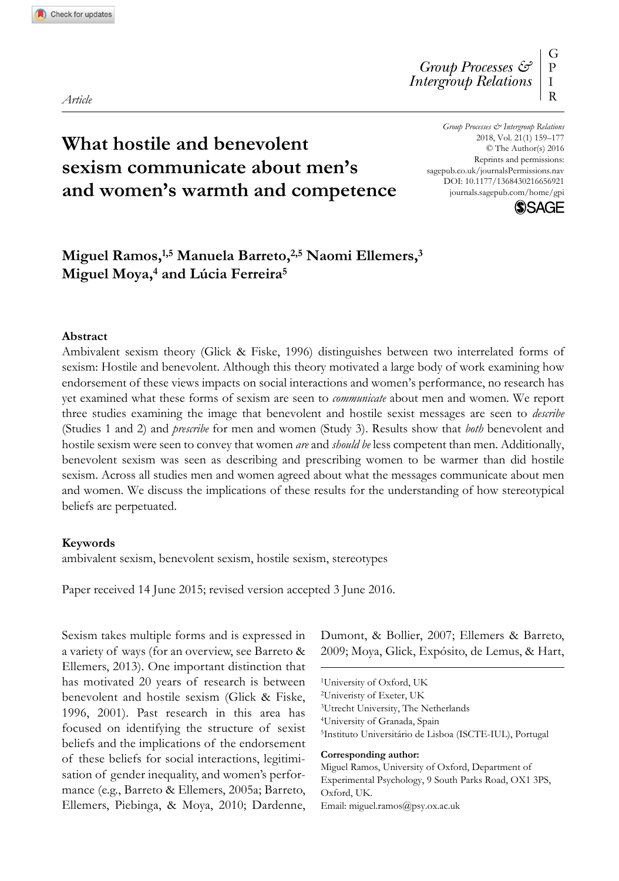*Article*

# What hostile and benevolent sexism communicate about men's and women's warmth and competence

Miguel Ramos,[1,5] Manuela Barreto,[2,5] Naomi Ellemers,[3] Miguel Moya,[4] and Lúcia Ferreira[5]

### Abstract

Ambivalent sexism theory (Glick & Fiske, 1996) distinguishes between two interrelated forms of sexism: Hostile and benevolent. Although this theory motivated a large body of work examining how endorsement of these views impacts on social interactions and women's performance, no research has yet examined what these forms of sexism are seen to *communicate* about men and women. We report three studies examining the image that benevolent and hostile sexist messages are seen to *describe* (Studies 1 and 2) and *prescribe* for men and women (Study 3). Results show that *both* benevolent and hostile sexism were seen to convey that women *are* and *should be* less competent than men. Additionally, benevolent sexism was seen as describing and prescribing women to be warmer than did hostile sexism. Across all studies men and women agreed about what the messages communicate about men and women. We discuss the implications of these results for the understanding of how stereotypical beliefs are perpetuated.

### Keywords

ambivalent sexism, benevolent sexism, hostile sexism, stereotypes

Paper received 14 June 2015; revised version accepted 3 June 2016.

Sexism takes multiple forms and is expressed in a variety of ways (for an overview, see Barreto & Ellemers, 2013). One important distinction that has motivated 20 years of research is between benevolent and hostile sexism (Glick & Fiske, 1996, 2001). Past research in this area has focused on identifying the structure of sexist beliefs and the implications of the endorsement of these beliefs for social interactions, legitimisation of gender inequality, and women's performance (e.g., Barreto & Ellemers, 2005a; Barreto, Ellemers, Piebinga, & Moya, 2010; Dardenne, Dumont, & Bollier, 2007; Ellemers & Barreto, 2009; Moya, Glick, Expósito, de Lemus, & Hart,

[1]University of Oxford, UK
[2]Univeristy of Exeter, UK
[3]Utrecht University, The Netherlands
[4]University of Granada, Spain
[5]Instituto Universitário de Lisboa (ISCTE-IUL), Portugal

**Corresponding author:**
Miguel Ramos, University of Oxford, Department of Experimental Psychology, 9 South Parks Road, OX1 3PS, Oxford, UK.
Email: miguel.ramos@psy.ox.ac.uk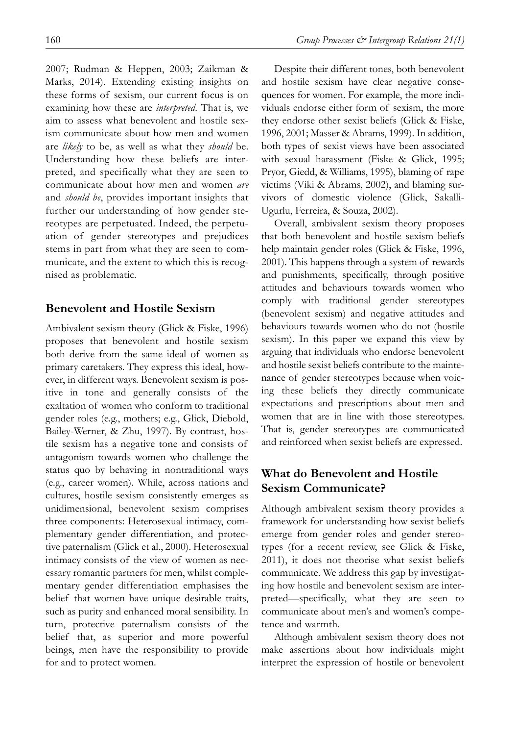2007; Rudman & Heppen, 2003; Zaikman & Marks, 2014). Extending existing insights on these forms of sexism, our current focus is on examining how these are *interpreted*. That is, we aim to assess what benevolent and hostile sexism communicate about how men and women are *likely* to be, as well as what they *should* be. Understanding how these beliefs are interpreted, and specifically what they are seen to communicate about how men and women *are* and *should be*, provides important insights that further our understanding of how gender stereotypes are perpetuated. Indeed, the perpetuation of gender stereotypes and prejudices stems in part from what they are seen to communicate, and the extent to which this is recognised as problematic.

## Benevolent and Hostile Sexism

Ambivalent sexism theory (Glick & Fiske, 1996) proposes that benevolent and hostile sexism both derive from the same ideal of women as primary caretakers. They express this ideal, however, in different ways. Benevolent sexism is positive in tone and generally consists of the exaltation of women who conform to traditional gender roles (e.g., mothers; e.g., Glick, Diebold, Bailey-Werner, & Zhu, 1997). By contrast, hostile sexism has a negative tone and consists of antagonism towards women who challenge the status quo by behaving in nontraditional ways (e.g., career women). While, across nations and cultures, hostile sexism consistently emerges as unidimensional, benevolent sexism comprises three components: Heterosexual intimacy, complementary gender differentiation, and protective paternalism (Glick et al., 2000). Heterosexual intimacy consists of the view of women as necessary romantic partners for men, whilst complementary gender differentiation emphasises the belief that women have unique desirable traits, such as purity and enhanced moral sensibility. In turn, protective paternalism consists of the belief that, as superior and more powerful beings, men have the responsibility to provide for and to protect women.

Despite their different tones, both benevolent and hostile sexism have clear negative consequences for women. For example, the more individuals endorse either form of sexism, the more they endorse other sexist beliefs (Glick & Fiske, 1996, 2001; Masser & Abrams, 1999). In addition, both types of sexist views have been associated with sexual harassment (Fiske & Glick, 1995; Pryor, Giedd, & Williams, 1995), blaming of rape victims (Viki & Abrams, 2002), and blaming survivors of domestic violence (Glick, Sakalli-Ugurlu, Ferreira, & Souza, 2002).

Overall, ambivalent sexism theory proposes that both benevolent and hostile sexism beliefs help maintain gender roles (Glick & Fiske, 1996, 2001). This happens through a system of rewards and punishments, specifically, through positive attitudes and behaviours towards women who comply with traditional gender stereotypes (benevolent sexism) and negative attitudes and behaviours towards women who do not (hostile sexism). In this paper we expand this view by arguing that individuals who endorse benevolent and hostile sexist beliefs contribute to the maintenance of gender stereotypes because when voicing these beliefs they directly communicate expectations and prescriptions about men and women that are in line with those stereotypes. That is, gender stereotypes are communicated and reinforced when sexist beliefs are expressed.

## What do Benevolent and Hostile Sexism Communicate?

Although ambivalent sexism theory provides a framework for understanding how sexist beliefs emerge from gender roles and gender stereotypes (for a recent review, see Glick & Fiske, 2011), it does not theorise what sexist beliefs communicate. We address this gap by investigating how hostile and benevolent sexism are interpreted—specifically, what they are seen to communicate about men's and women's competence and warmth.

Although ambivalent sexism theory does not make assertions about how individuals might interpret the expression of hostile or benevolent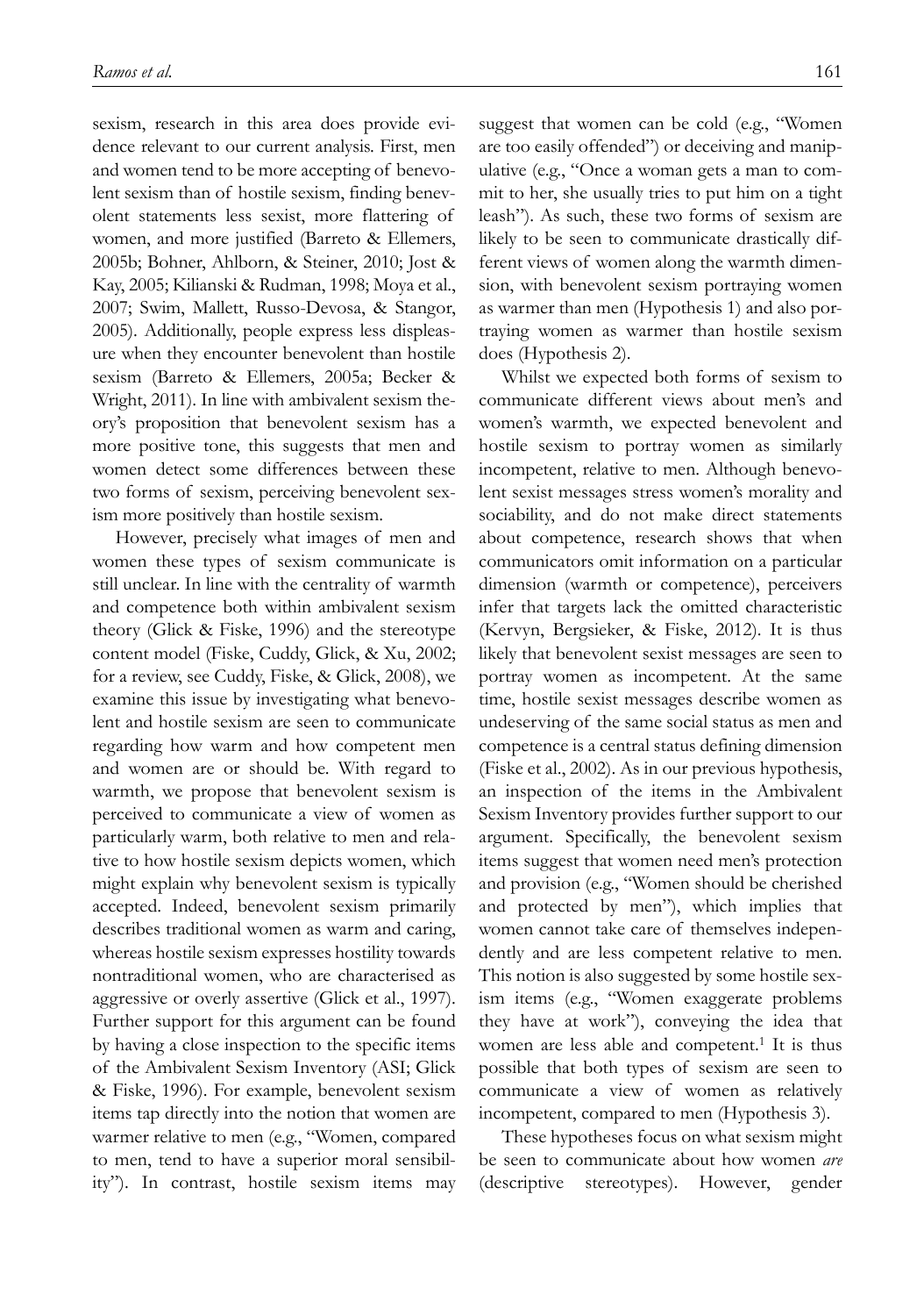sexism, research in this area does provide evidence relevant to our current analysis. First, men and women tend to be more accepting of benevolent sexism than of hostile sexism, finding benevolent statements less sexist, more flattering of women, and more justified (Barreto & Ellemers, 2005b; Bohner, Ahlborn, & Steiner, 2010; Jost & Kay, 2005; Kilianski & Rudman, 1998; Moya et al., 2007; Swim, Mallett, Russo-Devosa, & Stangor, 2005). Additionally, people express less displeasure when they encounter benevolent than hostile sexism (Barreto & Ellemers, 2005a; Becker & Wright, 2011). In line with ambivalent sexism theory's proposition that benevolent sexism has a more positive tone, this suggests that men and women detect some differences between these two forms of sexism, perceiving benevolent sexism more positively than hostile sexism.

However, precisely what images of men and women these types of sexism communicate is still unclear. In line with the centrality of warmth and competence both within ambivalent sexism theory (Glick & Fiske, 1996) and the stereotype content model (Fiske, Cuddy, Glick, & Xu, 2002; for a review, see Cuddy, Fiske, & Glick, 2008), we examine this issue by investigating what benevolent and hostile sexism are seen to communicate regarding how warm and how competent men and women are or should be. With regard to warmth, we propose that benevolent sexism is perceived to communicate a view of women as particularly warm, both relative to men and relative to how hostile sexism depicts women, which might explain why benevolent sexism is typically accepted. Indeed, benevolent sexism primarily describes traditional women as warm and caring, whereas hostile sexism expresses hostility towards nontraditional women, who are characterised as aggressive or overly assertive (Glick et al., 1997). Further support for this argument can be found by having a close inspection to the specific items of the Ambivalent Sexism Inventory (ASI; Glick & Fiske, 1996). For example, benevolent sexism items tap directly into the notion that women are warmer relative to men (e.g., "Women, compared to men, tend to have a superior moral sensibility"). In contrast, hostile sexism items may suggest that women can be cold (e.g., "Women are too easily offended") or deceiving and manipulative (e.g., "Once a woman gets a man to commit to her, she usually tries to put him on a tight leash"). As such, these two forms of sexism are likely to be seen to communicate drastically different views of women along the warmth dimension, with benevolent sexism portraying women as warmer than men (Hypothesis 1) and also portraying women as warmer than hostile sexism does (Hypothesis 2).

Whilst we expected both forms of sexism to communicate different views about men's and women's warmth, we expected benevolent and hostile sexism to portray women as similarly incompetent, relative to men. Although benevolent sexist messages stress women's morality and sociability, and do not make direct statements about competence, research shows that when communicators omit information on a particular dimension (warmth or competence), perceivers infer that targets lack the omitted characteristic (Kervyn, Bergsieker, & Fiske, 2012). It is thus likely that benevolent sexist messages are seen to portray women as incompetent. At the same time, hostile sexist messages describe women as undeserving of the same social status as men and competence is a central status defining dimension (Fiske et al., 2002). As in our previous hypothesis, an inspection of the items in the Ambivalent Sexism Inventory provides further support to our argument. Specifically, the benevolent sexism items suggest that women need men's protection and provision (e.g., "Women should be cherished and protected by men"), which implies that women cannot take care of themselves independently and are less competent relative to men. This notion is also suggested by some hostile sexism items (e.g., "Women exaggerate problems they have at work"), conveying the idea that women are less able and competent.[1] It is thus possible that both types of sexism are seen to communicate a view of women as relatively incompetent, compared to men (Hypothesis 3).

These hypotheses focus on what sexism might be seen to communicate about how women *are* (descriptive stereotypes). However, gender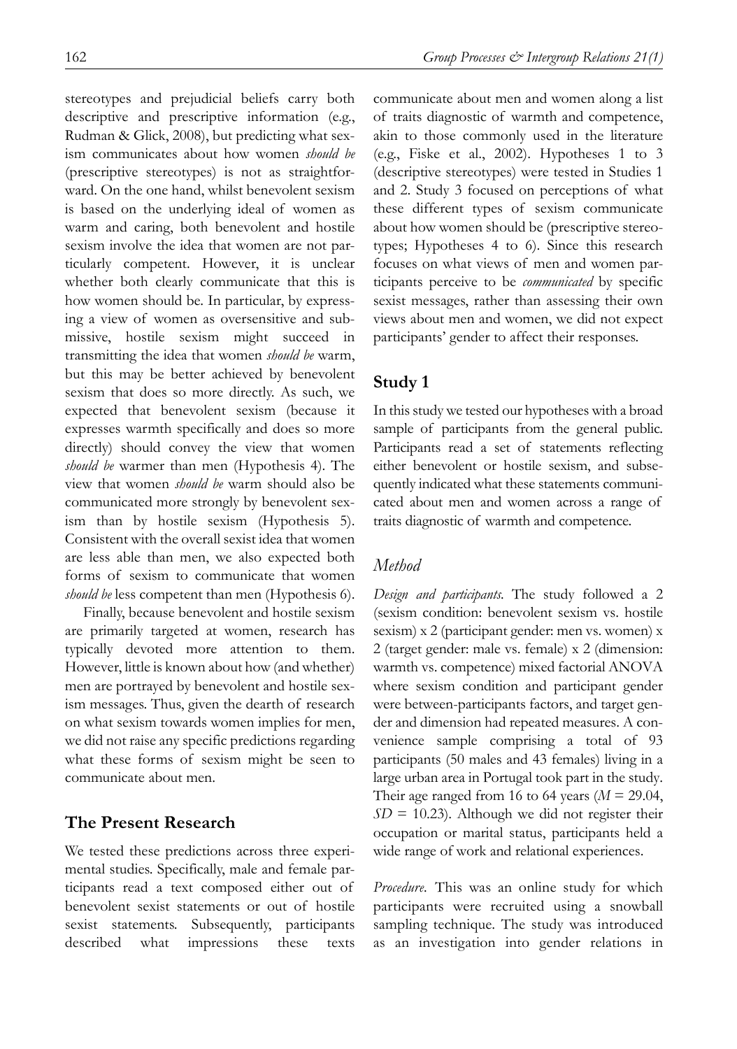stereotypes and prejudicial beliefs carry both descriptive and prescriptive information (e.g., Rudman & Glick, 2008), but predicting what sexism communicates about how women *should be* (prescriptive stereotypes) is not as straightforward. On the one hand, whilst benevolent sexism is based on the underlying ideal of women as warm and caring, both benevolent and hostile sexism involve the idea that women are not particularly competent. However, it is unclear whether both clearly communicate that this is how women should be. In particular, by expressing a view of women as oversensitive and submissive, hostile sexism might succeed in transmitting the idea that women *should be* warm, but this may be better achieved by benevolent sexism that does so more directly. As such, we expected that benevolent sexism (because it expresses warmth specifically and does so more directly) should convey the view that women *should be* warmer than men (Hypothesis 4). The view that women *should be* warm should also be communicated more strongly by benevolent sexism than by hostile sexism (Hypothesis 5). Consistent with the overall sexist idea that women are less able than men, we also expected both forms of sexism to communicate that women *should be* less competent than men (Hypothesis 6).

Finally, because benevolent and hostile sexism are primarily targeted at women, research has typically devoted more attention to them. However, little is known about how (and whether) men are portrayed by benevolent and hostile sexism messages. Thus, given the dearth of research on what sexism towards women implies for men, we did not raise any specific predictions regarding what these forms of sexism might be seen to communicate about men.

## The Present Research

We tested these predictions across three experimental studies. Specifically, male and female participants read a text composed either out of benevolent sexist statements or out of hostile sexist statements. Subsequently, participants described what impressions these texts communicate about men and women along a list of traits diagnostic of warmth and competence, akin to those commonly used in the literature (e.g., Fiske et al., 2002). Hypotheses 1 to 3 (descriptive stereotypes) were tested in Studies 1 and 2. Study 3 focused on perceptions of what these different types of sexism communicate about how women should be (prescriptive stereotypes; Hypotheses 4 to 6). Since this research focuses on what views of men and women participants perceive to be *communicated* by specific sexist messages, rather than assessing their own views about men and women, we did not expect participants' gender to affect their responses.

## Study 1

In this study we tested our hypotheses with a broad sample of participants from the general public. Participants read a set of statements reflecting either benevolent or hostile sexism, and subsequently indicated what these statements communicated about men and women across a range of traits diagnostic of warmth and competence.

### *Method*

*Design and participants.* The study followed a 2 (sexism condition: benevolent sexism vs. hostile sexism) x 2 (participant gender: men vs. women) x 2 (target gender: male vs. female) x 2 (dimension: warmth vs. competence) mixed factorial ANOVA where sexism condition and participant gender were between-participants factors, and target gender and dimension had repeated measures. A convenience sample comprising a total of 93 participants (50 males and 43 females) living in a large urban area in Portugal took part in the study. Their age ranged from 16 to 64 years ($M$ = 29.04, $SD$ = 10.23). Although we did not register their occupation or marital status, participants held a wide range of work and relational experiences.

*Procedure.* This was an online study for which participants were recruited using a snowball sampling technique. The study was introduced as an investigation into gender relations in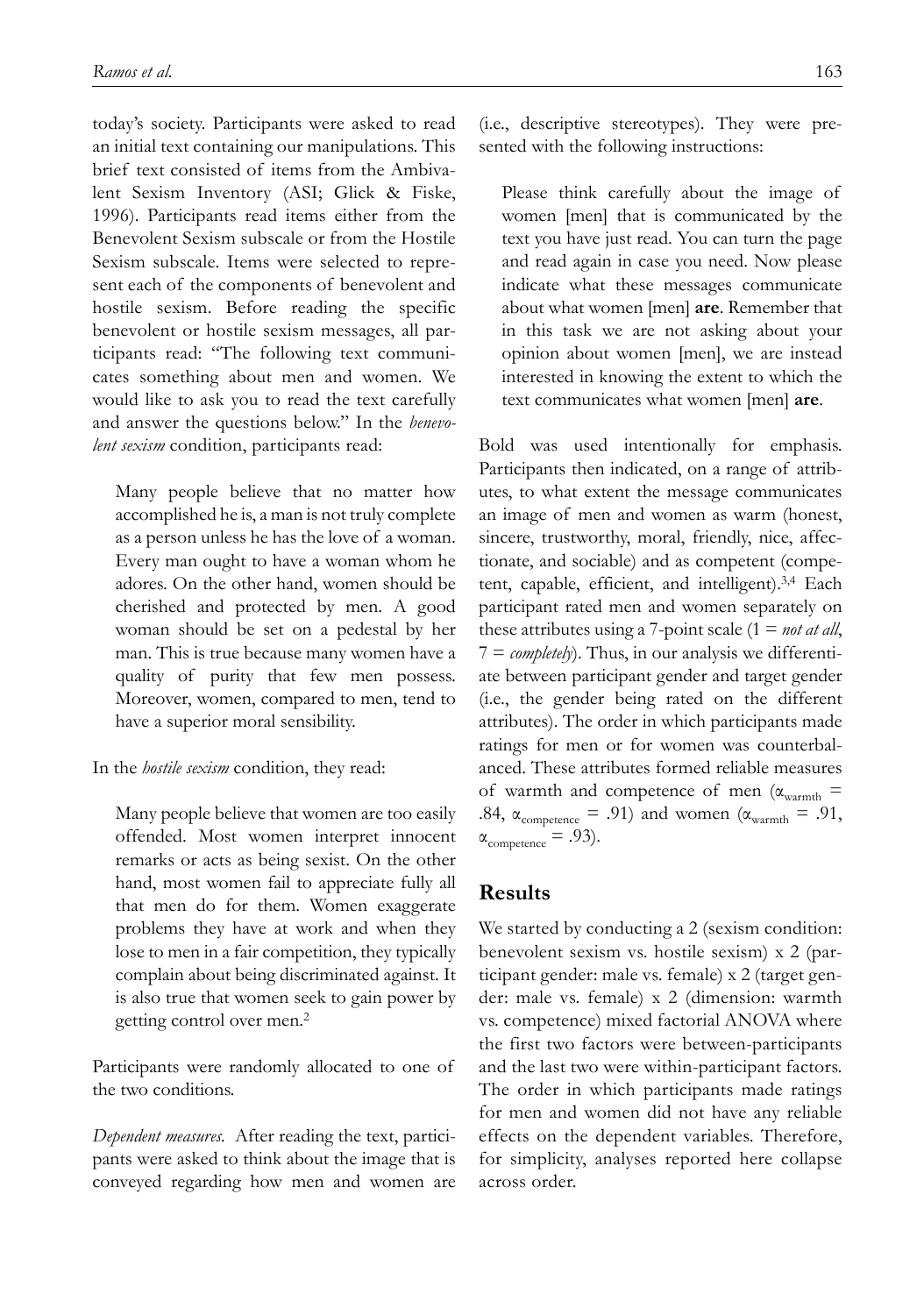today's society. Participants were asked to read an initial text containing our manipulations. This brief text consisted of items from the Ambivalent Sexism Inventory (ASI; Glick & Fiske, 1996). Participants read items either from the Benevolent Sexism subscale or from the Hostile Sexism subscale. Items were selected to represent each of the components of benevolent and hostile sexism. Before reading the specific benevolent or hostile sexism messages, all participants read: "The following text communicates something about men and women. We would like to ask you to read the text carefully and answer the questions below." In the *benevolent sexism* condition, participants read:

> Many people believe that no matter how accomplished he is, a man is not truly complete as a person unless he has the love of a woman. Every man ought to have a woman whom he adores. On the other hand, women should be cherished and protected by men. A good woman should be set on a pedestal by her man. This is true because many women have a quality of purity that few men possess. Moreover, women, compared to men, tend to have a superior moral sensibility.

In the *hostile sexism* condition, they read:

> Many people believe that women are too easily offended. Most women interpret innocent remarks or acts as being sexist. On the other hand, most women fail to appreciate fully all that men do for them. Women exaggerate problems they have at work and when they lose to men in a fair competition, they typically complain about being discriminated against. It is also true that women seek to gain power by getting control over men.[2]

Participants were randomly allocated to one of the two conditions.

*Dependent measures.* After reading the text, participants were asked to think about the image that is conveyed regarding how men and women are (i.e., descriptive stereotypes). They were presented with the following instructions:

> Please think carefully about the image of women [men] that is communicated by the text you have just read. You can turn the page and read again in case you need. Now please indicate what these messages communicate about what women [men] **are**. Remember that in this task we are not asking about your opinion about women [men], we are instead interested in knowing the extent to which the text communicates what women [men] **are**.

Bold was used intentionally for emphasis. Participants then indicated, on a range of attributes, to what extent the message communicates an image of men and women as warm (honest, sincere, trustworthy, moral, friendly, nice, affectionate, and sociable) and as competent (competent, capable, efficient, and intelligent).[3,4] Each participant rated men and women separately on these attributes using a 7-point scale (1 = *not at all*, 7 = *completely*). Thus, in our analysis we differentiate between participant gender and target gender (i.e., the gender being rated on the different attributes). The order in which participants made ratings for men or for women was counterbalanced. These attributes formed reliable measures of warmth and competence of men ($\alpha_{warmth}$ = .84, $\alpha_{competence}$ = .91) and women ($\alpha_{warmth}$ = .91, $\alpha_{competence}$ = .93).

## Results

We started by conducting a 2 (sexism condition: benevolent sexism vs. hostile sexism) x 2 (participant gender: male vs. female) x 2 (target gender: male vs. female) x 2 (dimension: warmth vs. competence) mixed factorial ANOVA where the first two factors were between-participants and the last two were within-participant factors. The order in which participants made ratings for men and women did not have any reliable effects on the dependent variables. Therefore, for simplicity, analyses reported here collapse across order.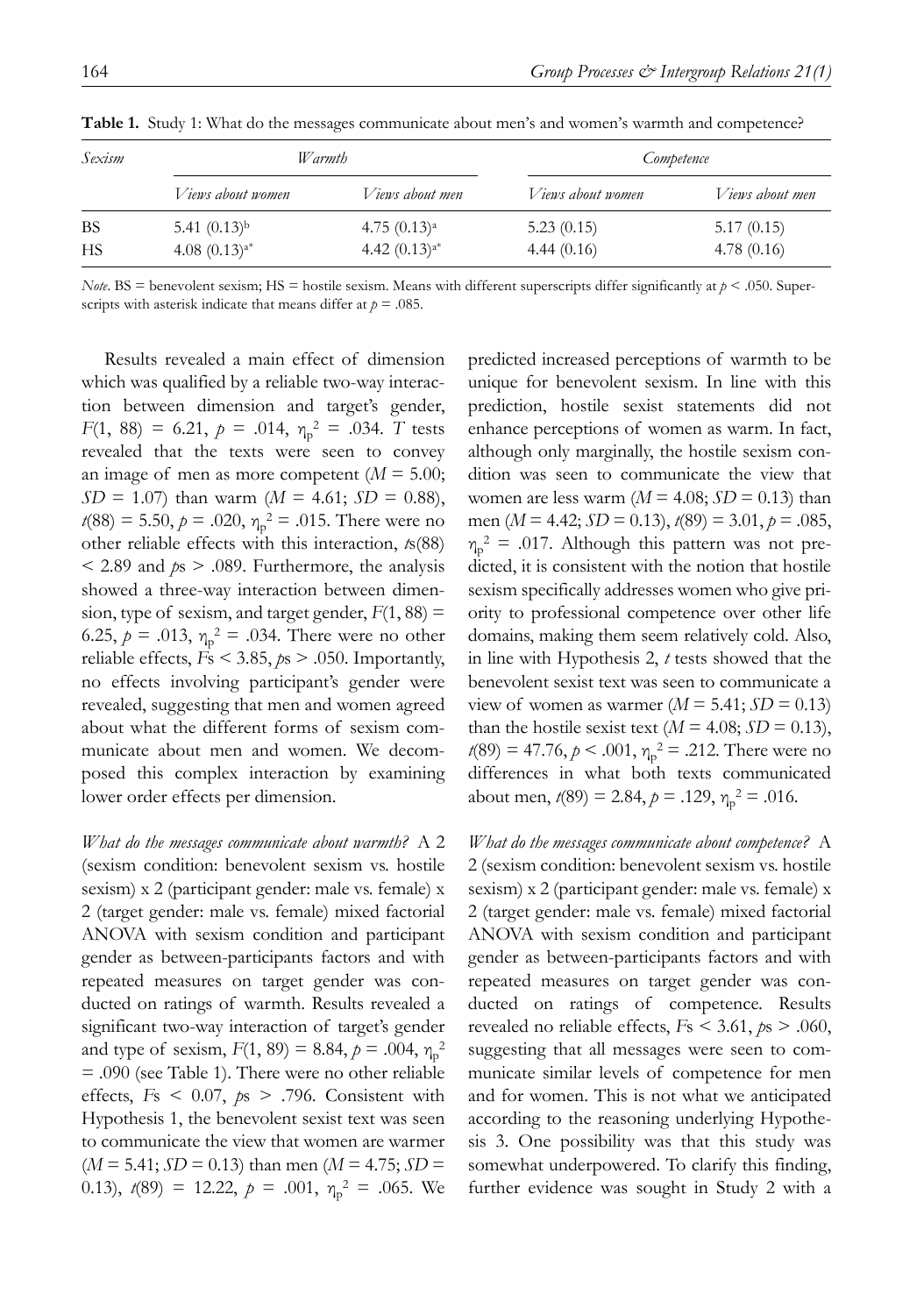**Table 1.** Study 1: What do the messages communicate about men's and women's warmth and competence?

| *Sexism* | *Warmth* | | *Competence* | |
|---|---|---|---|---|
| | *Views about women* | *Views about men* | *Views about women* | *Views about men* |
| BS | 5.41 (0.13)$^{b}$ | 4.75 (0.13)$^{a}$ | 5.23 (0.15) | 5.17 (0.15) |
| HS | 4.08 (0.13)$^{a*}$ | 4.42 (0.13)$^{a*}$ | 4.44 (0.16) | 4.78 (0.16) |

*Note*. BS = benevolent sexism; HS = hostile sexism. Means with different superscripts differ significantly at $p < .050$. Superscripts with asterisk indicate that means differ at $p = .085$.

Results revealed a main effect of dimension which was qualified by a reliable two-way interaction between dimension and target's gender, $F(1, 88) = 6.21$, $p = .014$, $\eta_p^2 = .034$. *T* tests revealed that the texts were seen to convey an image of men as more competent ($M = 5.00$; $SD = 1.07$) than warm ($M = 4.61$; $SD = 0.88$), $t(88) = 5.50$, $p = .020$, $\eta_p^2 = .015$. There were no other reliable effects with this interaction, $t$s$(88) < 2.89$ and $p$s $> .089$. Furthermore, the analysis showed a three-way interaction between dimension, type of sexism, and target gender, $F(1, 88) = 6.25$, $p = .013$, $\eta_p^2 = .034$. There were no other reliable effects, $F$s $< 3.85$, $p$s $> .050$. Importantly, no effects involving participant's gender were revealed, suggesting that men and women agreed about what the different forms of sexism communicate about men and women. We decomposed this complex interaction by examining lower order effects per dimension.

*What do the messages communicate about warmth?* A 2 (sexism condition: benevolent sexism vs. hostile sexism) x 2 (participant gender: male vs. female) x 2 (target gender: male vs. female) mixed factorial ANOVA with sexism condition and participant gender as between-participants factors and with repeated measures on target gender was conducted on ratings of warmth. Results revealed a significant two-way interaction of target's gender and type of sexism, $F(1, 89) = 8.84$, $p = .004$, $\eta_p^2 = .090$ (see Table 1). There were no other reliable effects, $F$s $< 0.07$, $p$s $> .796$. Consistent with Hypothesis 1, the benevolent sexist text was seen to communicate the view that women are warmer ($M = 5.41$; $SD = 0.13$) than men ($M = 4.75$; $SD = 0.13$), $t(89) = 12.22$, $p = .001$, $\eta_p^2 = .065$. We predicted increased perceptions of warmth to be unique for benevolent sexism. In line with this prediction, hostile sexist statements did not enhance perceptions of women as warm. In fact, although only marginally, the hostile sexism condition was seen to communicate the view that women are less warm ($M = 4.08$; $SD = 0.13$) than men ($M = 4.42$; $SD = 0.13$), $t(89) = 3.01$, $p = .085$, $\eta_p^2 = .017$. Although this pattern was not predicted, it is consistent with the notion that hostile sexism specifically addresses women who give priority to professional competence over other life domains, making them seem relatively cold. Also, in line with Hypothesis 2, *t* tests showed that the benevolent sexist text was seen to communicate a view of women as warmer ($M = 5.41$; $SD = 0.13$) than the hostile sexist text ($M = 4.08$; $SD = 0.13$), $t(89) = 47.76$, $p < .001$, $\eta_p^2 = .212$. There were no differences in what both texts communicated about men, $t(89) = 2.84$, $p = .129$, $\eta_p^2 = .016$.

*What do the messages communicate about competence?* A 2 (sexism condition: benevolent sexism vs. hostile sexism) x 2 (participant gender: male vs. female) x 2 (target gender: male vs. female) mixed factorial ANOVA with sexism condition and participant gender as between-participants factors and with repeated measures on target gender was conducted on ratings of competence. Results revealed no reliable effects, $F$s $< 3.61$, $p$s $> .060$, suggesting that all messages were seen to communicate similar levels of competence for men and for women. This is not what we anticipated according to the reasoning underlying Hypothesis 3. One possibility was that this study was somewhat underpowered. To clarify this finding, further evidence was sought in Study 2 with a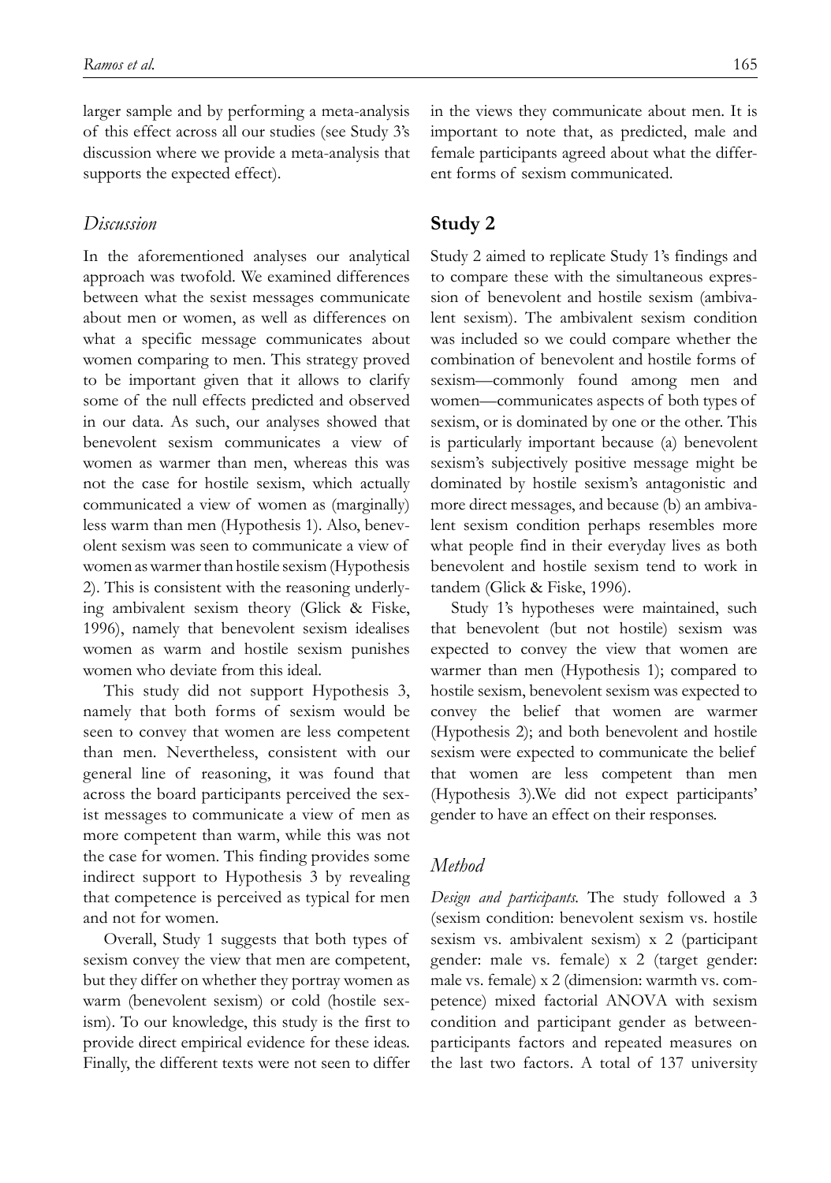larger sample and by performing a meta-analysis of this effect across all our studies (see Study 3's discussion where we provide a meta-analysis that supports the expected effect).

### *Discussion*

In the aforementioned analyses our analytical approach was twofold. We examined differences between what the sexist messages communicate about men or women, as well as differences on what a specific message communicates about women comparing to men. This strategy proved to be important given that it allows to clarify some of the null effects predicted and observed in our data. As such, our analyses showed that benevolent sexism communicates a view of women as warmer than men, whereas this was not the case for hostile sexism, which actually communicated a view of women as (marginally) less warm than men (Hypothesis 1). Also, benevolent sexism was seen to communicate a view of women as warmer than hostile sexism (Hypothesis 2). This is consistent with the reasoning underlying ambivalent sexism theory (Glick & Fiske, 1996), namely that benevolent sexism idealises women as warm and hostile sexism punishes women who deviate from this ideal.

This study did not support Hypothesis 3, namely that both forms of sexism would be seen to convey that women are less competent than men. Nevertheless, consistent with our general line of reasoning, it was found that across the board participants perceived the sexist messages to communicate a view of men as more competent than warm, while this was not the case for women. This finding provides some indirect support to Hypothesis 3 by revealing that competence is perceived as typical for men and not for women.

Overall, Study 1 suggests that both types of sexism convey the view that men are competent, but they differ on whether they portray women as warm (benevolent sexism) or cold (hostile sexism). To our knowledge, this study is the first to provide direct empirical evidence for these ideas. Finally, the different texts were not seen to differ in the views they communicate about men. It is important to note that, as predicted, male and female participants agreed about what the different forms of sexism communicated.

## Study 2

Study 2 aimed to replicate Study 1's findings and to compare these with the simultaneous expression of benevolent and hostile sexism (ambivalent sexism). The ambivalent sexism condition was included so we could compare whether the combination of benevolent and hostile forms of sexism—commonly found among men and women—communicates aspects of both types of sexism, or is dominated by one or the other. This is particularly important because (a) benevolent sexism's subjectively positive message might be dominated by hostile sexism's antagonistic and more direct messages, and because (b) an ambivalent sexism condition perhaps resembles more what people find in their everyday lives as both benevolent and hostile sexism tend to work in tandem (Glick & Fiske, 1996).

Study 1's hypotheses were maintained, such that benevolent (but not hostile) sexism was expected to convey the view that women are warmer than men (Hypothesis 1); compared to hostile sexism, benevolent sexism was expected to convey the belief that women are warmer (Hypothesis 2); and both benevolent and hostile sexism were expected to communicate the belief that women are less competent than men (Hypothesis 3).We did not expect participants' gender to have an effect on their responses.

### *Method*

*Design and participants.* The study followed a 3 (sexism condition: benevolent sexism vs. hostile sexism vs. ambivalent sexism) x 2 (participant gender: male vs. female) x 2 (target gender: male vs. female) x 2 (dimension: warmth vs. competence) mixed factorial ANOVA with sexism condition and participant gender as between-participants factors and repeated measures on the last two factors. A total of 137 university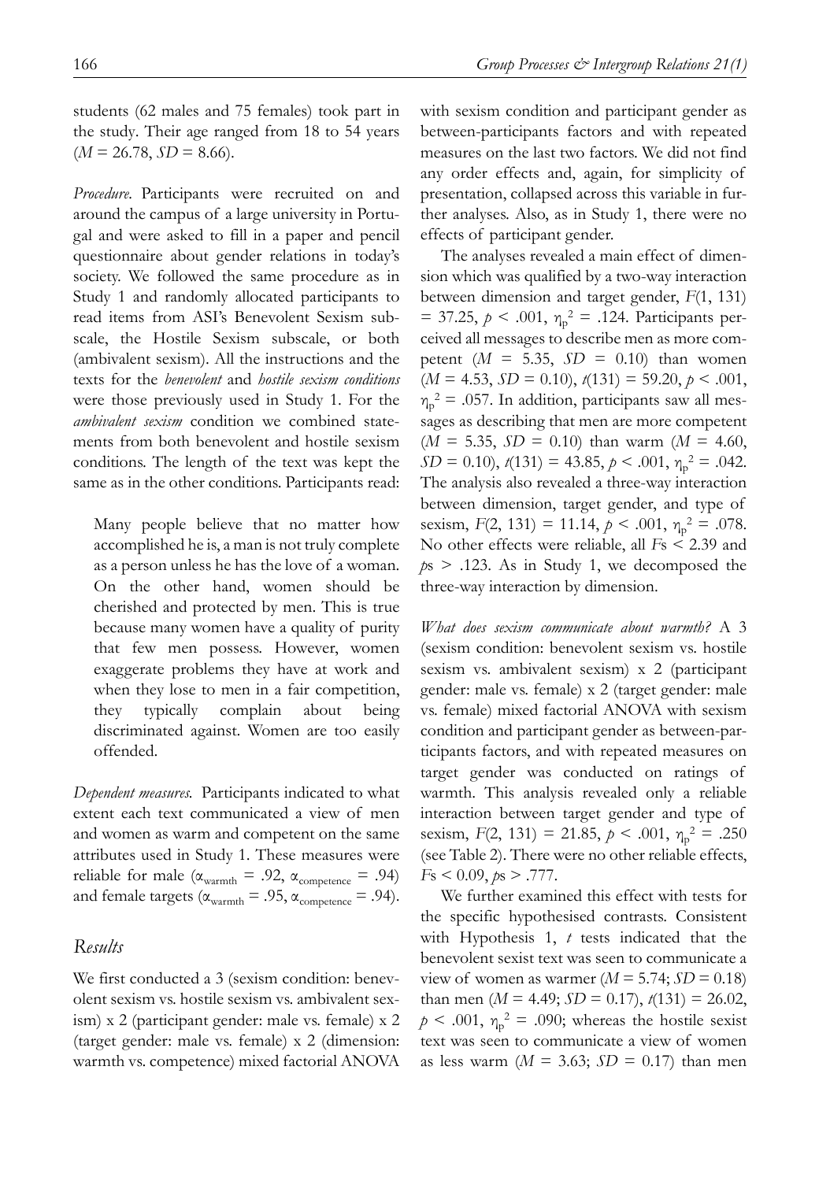students (62 males and 75 females) took part in the study. Their age ranged from 18 to 54 years ($M = 26.78$, $SD = 8.66$).

*Procedure*. Participants were recruited on and around the campus of a large university in Portugal and were asked to fill in a paper and pencil questionnaire about gender relations in today's society. We followed the same procedure as in Study 1 and randomly allocated participants to read items from ASI's Benevolent Sexism subscale, the Hostile Sexism subscale, or both (ambivalent sexism). All the instructions and the texts for the *benevolent* and *hostile sexism conditions* were those previously used in Study 1. For the *ambivalent sexism* condition we combined statements from both benevolent and hostile sexism conditions. The length of the text was kept the same as in the other conditions. Participants read:

> Many people believe that no matter how accomplished he is, a man is not truly complete as a person unless he has the love of a woman. On the other hand, women should be cherished and protected by men. This is true because many women have a quality of purity that few men possess. However, women exaggerate problems they have at work and when they lose to men in a fair competition, they typically complain about being discriminated against. Women are too easily offended.

*Dependent measures.* Participants indicated to what extent each text communicated a view of men and women as warm and competent on the same attributes used in Study 1. These measures were reliable for male ($\alpha_{warmth} = .92$, $\alpha_{competence} = .94$) and female targets ($\alpha_{warmth} = .95$, $\alpha_{competence} = .94$).

## Results

We first conducted a 3 (sexism condition: benevolent sexism vs. hostile sexism vs. ambivalent sexism) x 2 (participant gender: male vs. female) x 2 (target gender: male vs. female) x 2 (dimension: warmth vs. competence) mixed factorial ANOVA with sexism condition and participant gender as between-participants factors and with repeated measures on the last two factors. We did not find any order effects and, again, for simplicity of presentation, collapsed across this variable in further analyses. Also, as in Study 1, there were no effects of participant gender.

The analyses revealed a main effect of dimension which was qualified by a two-way interaction between dimension and target gender, $F(1, 131) = 37.25$, $p < .001$, $\eta_p^2 = .124$. Participants perceived all messages to describe men as more competent ($M = 5.35$, $SD = 0.10$) than women ($M = 4.53$, $SD = 0.10$), $t(131) = 59.20$, $p < .001$, $\eta_p^2 = .057$. In addition, participants saw all messages as describing that men are more competent ($M = 5.35$, $SD = 0.10$) than warm ($M = 4.60$, $SD = 0.10$), $t(131) = 43.85$, $p < .001$, $\eta_p^2 = .042$. The analysis also revealed a three-way interaction between dimension, target gender, and type of sexism, $F(2, 131) = 11.14$, $p < .001$, $\eta_p^2 = .078$. No other effects were reliable, all $F$s $< 2.39$ and $p$s $> .123$. As in Study 1, we decomposed the three-way interaction by dimension.

*What does sexism communicate about warmth?* A 3 (sexism condition: benevolent sexism vs. hostile sexism vs. ambivalent sexism) x 2 (participant gender: male vs. female) x 2 (target gender: male vs. female) mixed factorial ANOVA with sexism condition and participant gender as between-participants factors, and with repeated measures on target gender was conducted on ratings of warmth. This analysis revealed only a reliable interaction between target gender and type of sexism, $F(2, 131) = 21.85$, $p < .001$, $\eta_p^2 = .250$ (see Table 2). There were no other reliable effects, $F$s $< 0.09$, $p$s $> .777$.

We further examined this effect with tests for the specific hypothesised contrasts. Consistent with Hypothesis 1, $t$ tests indicated that the benevolent sexist text was seen to communicate a view of women as warmer ($M = 5.74$; $SD = 0.18$) than men ($M = 4.49$; $SD = 0.17$), $t(131) = 26.02$, $p < .001$, $\eta_p^2 = .090$; whereas the hostile sexist text was seen to communicate a view of women as less warm ($M = 3.63$; $SD = 0.17$) than men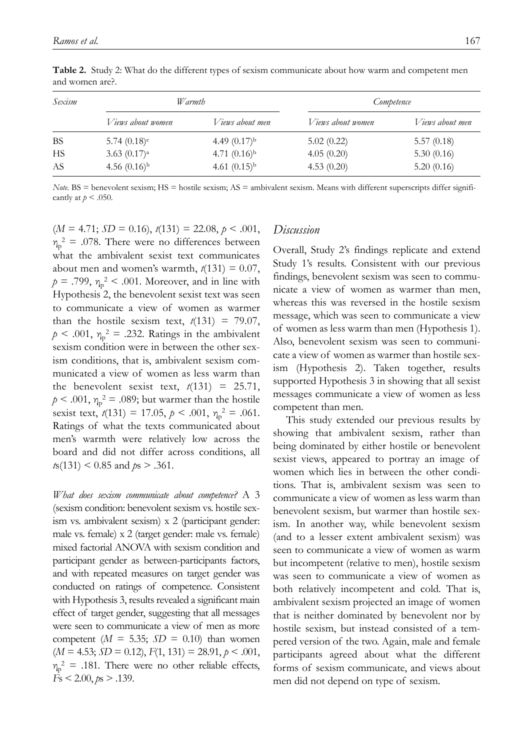**Table 2.** Study 2: What do the different types of sexism communicate about how warm and competent men and women are?.

| *Sexism* | *Warmth* | | *Competence* | |
|---|---|---|---|---|
| | *Views about women* | *Views about men* | *Views about women* | *Views about men* |
| BS | 5.74 (0.18)$^{c}$ | 4.49 (0.17)$^{b}$ | 5.02 (0.22) | 5.57 (0.18) |
| HS | 3.63 (0.17)$^{a}$ | 4.71 (0.16)$^{b}$ | 4.05 (0.20) | 5.30 (0.16) |
| AS | 4.56 (0.16)$^{b}$ | 4.61 (0.15)$^{b}$ | 4.53 (0.20) | 5.20 (0.16) |

*Note*. BS = benevolent sexism; HS = hostile sexism; AS = ambivalent sexism. Means with different superscripts differ significantly at $p < .050$.

($M = 4.71$; $SD = 0.16$), $t(131) = 22.08$, $p < .001$, $\eta_p^2 = .078$. There were no differences between what the ambivalent sexist text communicates about men and women's warmth, $t(131) = 0.07$, $p = .799$, $\eta_p^2 < .001$. Moreover, and in line with Hypothesis 2, the benevolent sexist text was seen to communicate a view of women as warmer than the hostile sexism text, $t(131) = 79.07$, $p < .001$, $\eta_p^2 = .232$. Ratings in the ambivalent sexism condition were in between the other sexism conditions, that is, ambivalent sexism communicated a view of women as less warm than the benevolent sexist text, $t(131) = 25.71$, $p < .001$, $\eta_p^2 = .089$; but warmer than the hostile sexist text, $t(131) = 17.05$, $p < .001$, $\eta_p^2 = .061$. Ratings of what the texts communicated about men's warmth were relatively low across the board and did not differ across conditions, all $ts(131) < 0.85$ and $ps > .361$.

*What does sexism communicate about competence?* A 3 (sexism condition: benevolent sexism vs. hostile sexism vs. ambivalent sexism) x 2 (participant gender: male vs. female) x 2 (target gender: male vs. female) mixed factorial ANOVA with sexism condition and participant gender as between-participants factors, and with repeated measures on target gender was conducted on ratings of competence. Consistent with Hypothesis 3, results revealed a significant main effect of target gender, suggesting that all messages were seen to communicate a view of men as more competent ($M = 5.35$; $SD = 0.10$) than women ($M = 4.53$; $SD = 0.12$), $F(1, 131) = 28.91$, $p < .001$, $\eta_p^2 = .181$. There were no other reliable effects, $Fs < 2.00$, $ps > .139$.

### *Discussion*

Overall, Study 2's findings replicate and extend Study 1's results. Consistent with our previous findings, benevolent sexism was seen to communicate a view of women as warmer than men, whereas this was reversed in the hostile sexism message, which was seen to communicate a view of women as less warm than men (Hypothesis 1). Also, benevolent sexism was seen to communicate a view of women as warmer than hostile sexism (Hypothesis 2). Taken together, results supported Hypothesis 3 in showing that all sexist messages communicate a view of women as less competent than men.

This study extended our previous results by showing that ambivalent sexism, rather than being dominated by either hostile or benevolent sexist views, appeared to portray an image of women which lies in between the other conditions. That is, ambivalent sexism was seen to communicate a view of women as less warm than benevolent sexism, but warmer than hostile sexism. In another way, while benevolent sexism (and to a lesser extent ambivalent sexism) was seen to communicate a view of women as warm but incompetent (relative to men), hostile sexism was seen to communicate a view of women as both relatively incompetent and cold. That is, ambivalent sexism projected an image of women that is neither dominated by benevolent nor by hostile sexism, but instead consisted of a tempered version of the two. Again, male and female participants agreed about what the different forms of sexism communicate, and views about men did not depend on type of sexism.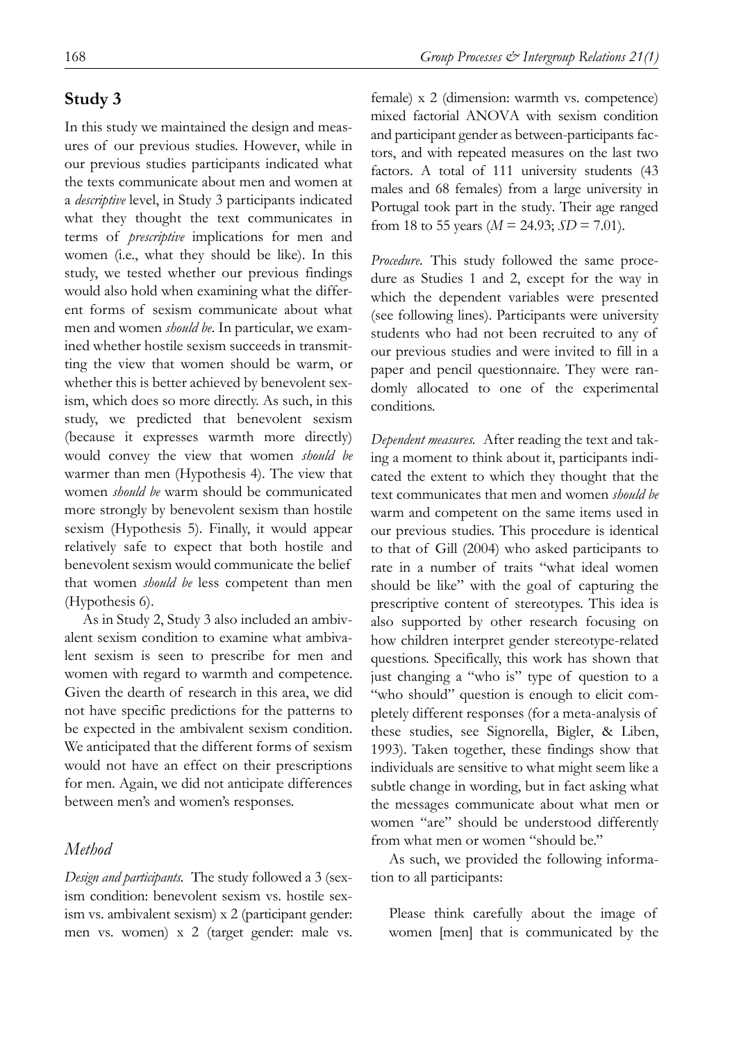## Study 3

In this study we maintained the design and measures of our previous studies. However, while in our previous studies participants indicated what the texts communicate about men and women at a *descriptive* level, in Study 3 participants indicated what they thought the text communicates in terms of *prescriptive* implications for men and women (i.e., what they should be like). In this study, we tested whether our previous findings would also hold when examining what the different forms of sexism communicate about what men and women *should be*. In particular, we examined whether hostile sexism succeeds in transmitting the view that women should be warm, or whether this is better achieved by benevolent sexism, which does so more directly. As such, in this study, we predicted that benevolent sexism (because it expresses warmth more directly) would convey the view that women *should be* warmer than men (Hypothesis 4). The view that women *should be* warm should be communicated more strongly by benevolent sexism than hostile sexism (Hypothesis 5). Finally, it would appear relatively safe to expect that both hostile and benevolent sexism would communicate the belief that women *should be* less competent than men (Hypothesis 6).

As in Study 2, Study 3 also included an ambivalent sexism condition to examine what ambivalent sexism is seen to prescribe for men and women with regard to warmth and competence. Given the dearth of research in this area, we did not have specific predictions for the patterns to be expected in the ambivalent sexism condition. We anticipated that the different forms of sexism would not have an effect on their prescriptions for men. Again, we did not anticipate differences between men's and women's responses.

### Method

*Design and participants.* The study followed a 3 (sexism condition: benevolent sexism vs. hostile sexism vs. ambivalent sexism) x 2 (participant gender: men vs. women) x 2 (target gender: male vs. female) x 2 (dimension: warmth vs. competence) mixed factorial ANOVA with sexism condition and participant gender as between-participants factors, and with repeated measures on the last two factors. A total of 111 university students (43 males and 68 females) from a large university in Portugal took part in the study. Their age ranged from 18 to 55 years ($M$ = 24.93; $SD$ = 7.01).

*Procedure.* This study followed the same procedure as Studies 1 and 2, except for the way in which the dependent variables were presented (see following lines). Participants were university students who had not been recruited to any of our previous studies and were invited to fill in a paper and pencil questionnaire. They were randomly allocated to one of the experimental conditions.

*Dependent measures.* After reading the text and taking a moment to think about it, participants indicated the extent to which they thought that the text communicates that men and women *should be* warm and competent on the same items used in our previous studies. This procedure is identical to that of Gill (2004) who asked participants to rate in a number of traits "what ideal women should be like" with the goal of capturing the prescriptive content of stereotypes. This idea is also supported by other research focusing on how children interpret gender stereotype-related questions. Specifically, this work has shown that just changing a "who is" type of question to a "who should" question is enough to elicit completely different responses (for a meta-analysis of these studies, see Signorella, Bigler, & Liben, 1993). Taken together, these findings show that individuals are sensitive to what might seem like a subtle change in wording, but in fact asking what the messages communicate about what men or women "are" should be understood differently from what men or women "should be."

As such, we provided the following information to all participants:

> Please think carefully about the image of women [men] that is communicated by the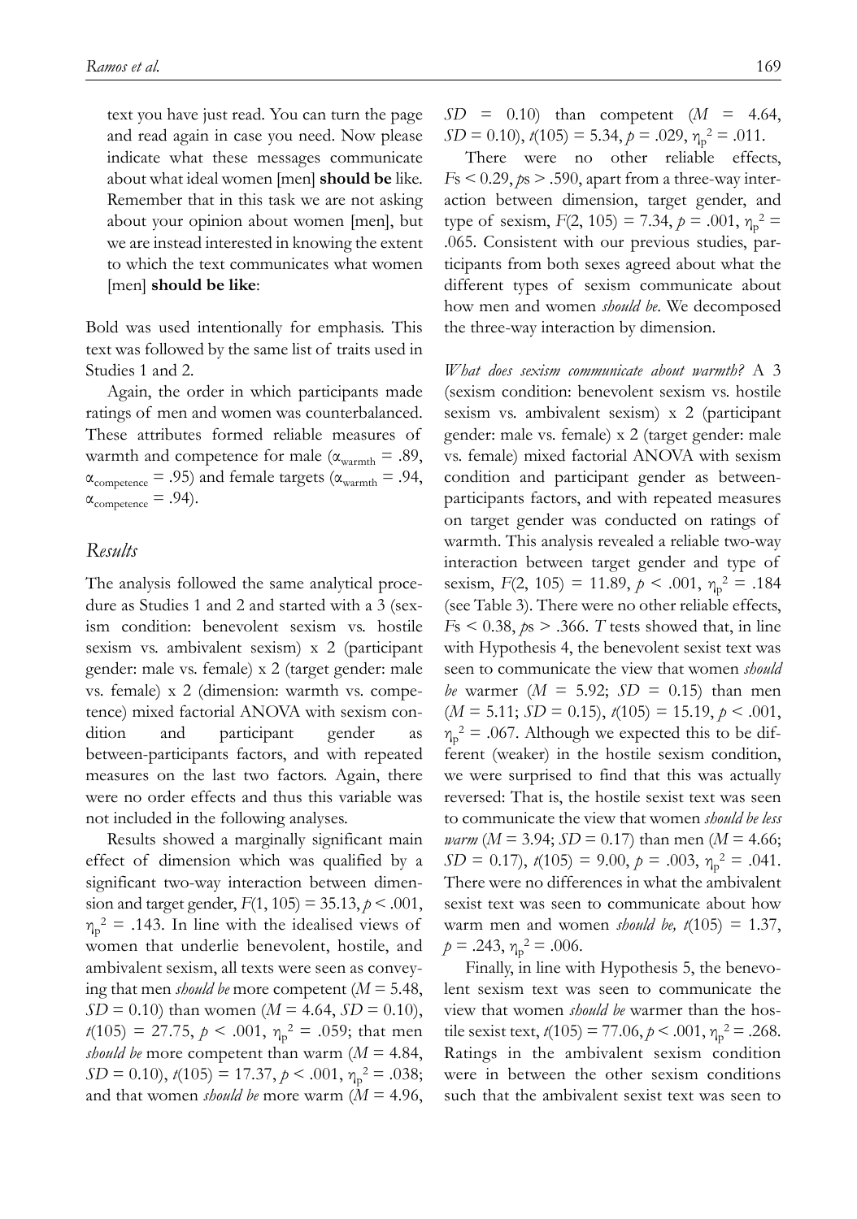text you have just read. You can turn the page and read again in case you need. Now please indicate what these messages communicate about what ideal women [men] **should be** like. Remember that in this task we are not asking about your opinion about women [men], but we are instead interested in knowing the extent to which the text communicates what women [men] **should be like**:

Bold was used intentionally for emphasis. This text was followed by the same list of traits used in Studies 1 and 2.

Again, the order in which participants made ratings of men and women was counterbalanced. These attributes formed reliable measures of warmth and competence for male ($\alpha_{warmth}$ = .89, $\alpha_{competence}$ = .95) and female targets ($\alpha_{warmth}$ = .94, $\alpha_{competence}$ = .94).

## *Results*

The analysis followed the same analytical procedure as Studies 1 and 2 and started with a 3 (sexism condition: benevolent sexism vs. hostile sexism vs. ambivalent sexism) x 2 (participant gender: male vs. female) x 2 (target gender: male vs. female) x 2 (dimension: warmth vs. competence) mixed factorial ANOVA with sexism condition and participant gender as between-participants factors, and with repeated measures on the last two factors. Again, there were no order effects and thus this variable was not included in the following analyses.

Results showed a marginally significant main effect of dimension which was qualified by a significant two-way interaction between dimension and target gender, $F(1, 105) = 35.13$, $p < .001$, $\eta_p^2 = .143$. In line with the idealised views of women that underlie benevolent, hostile, and ambivalent sexism, all texts were seen as conveying that men *should be* more competent ($M = 5.48$, $SD = 0.10$) than women ($M = 4.64$, $SD = 0.10$), $t(105) = 27.75$, $p < .001$, $\eta_p^2 = .059$; that men *should be* more competent than warm ($M = 4.84$, $SD = 0.10$), $t(105) = 17.37$, $p < .001$, $\eta_p^2 = .038$; and that women *should be* more warm ($M = 4.96$, $SD = 0.10$) than competent ($M = 4.64$, $SD = 0.10$), $t(105) = 5.34$, $p = .029$, $\eta_p^2 = .011$.

There were no other reliable effects, $F\text{s} < 0.29$, $p\text{s} > .590$, apart from a three-way interaction between dimension, target gender, and type of sexism, $F(2, 105) = 7.34$, $p = .001$, $\eta_p^2 = .065$. Consistent with our previous studies, participants from both sexes agreed about what the different types of sexism communicate about how men and women *should be*. We decomposed the three-way interaction by dimension.

*What does sexism communicate about warmth?* A 3 (sexism condition: benevolent sexism vs. hostile sexism vs. ambivalent sexism) x 2 (participant gender: male vs. female) x 2 (target gender: male vs. female) mixed factorial ANOVA with sexism condition and participant gender as between-participants factors, and with repeated measures on target gender was conducted on ratings of warmth. This analysis revealed a reliable two-way interaction between target gender and type of sexism, $F(2, 105) = 11.89$, $p < .001$, $\eta_p^2 = .184$ (see Table 3). There were no other reliable effects, $F\text{s} < 0.38$, $p\text{s} > .366$. *T* tests showed that, in line with Hypothesis 4, the benevolent sexist text was seen to communicate the view that women *should be* warmer ($M = 5.92$; $SD = 0.15$) than men ($M = 5.11$; $SD = 0.15$), $t(105) = 15.19$, $p < .001$, $\eta_p^2 = .067$. Although we expected this to be different (weaker) in the hostile sexism condition, we were surprised to find that this was actually reversed: That is, the hostile sexist text was seen to communicate the view that women *should be less warm* ($M = 3.94$; $SD = 0.17$) than men ($M = 4.66$; $SD = 0.17$), $t(105) = 9.00$, $p = .003$, $\eta_p^2 = .041$. There were no differences in what the ambivalent sexist text was seen to communicate about how warm men and women *should be*, $t(105) = 1.37$, $p = .243$, $\eta_p^2 = .006$.

Finally, in line with Hypothesis 5, the benevolent sexism text was seen to communicate the view that women *should be* warmer than the hostile sexist text, $t(105) = 77.06$, $p < .001$, $\eta_p^2 = .268$. Ratings in the ambivalent sexism condition were in between the other sexism conditions such that the ambivalent sexist text was seen to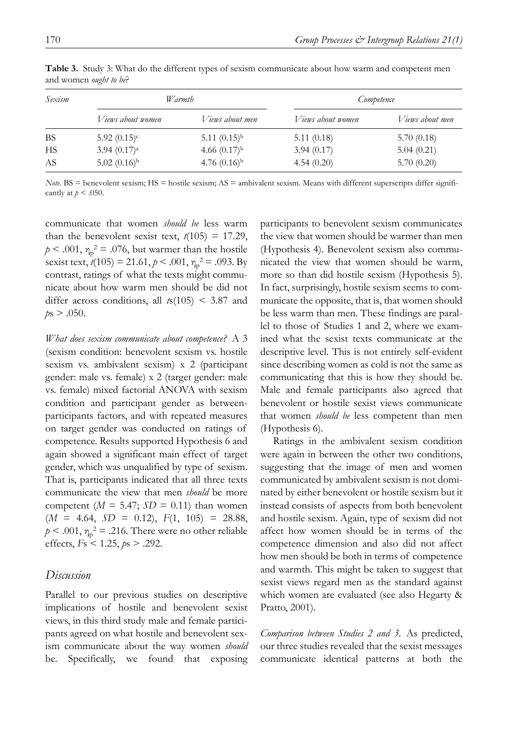**Table 3.** Study 3: What do the different types of sexism communicate about how warm and competent men and women *ought to be*?

| *Sexism* | *Warmth* | | *Competence* | |
|---|---|---|---|---|
| | *Views about women* | *Views about men* | *Views about women* | *Views about men* |
| BS | 5.92 (0.15)[c] | 5.11 (0.15)[b] | 5.11 (0.18) | 5.70 (0.18) |
| HS | 3.94 (0.17)[a] | 4.66 (0.17)[b] | 3.94 (0.17) | 5.04 (0.21) |
| AS | 5.02 (0.16)[b] | 4.76 (0.16)[b] | 4.54 (0.20) | 5.70 (0.20) |

*Note*. BS = benevolent sexism; HS = hostile sexism; AS = ambivalent sexism. Means with different superscripts differ significantly at $p < .050$.

communicate that women *should be* less warm than the benevolent sexist text, $t(105) = 17.29$, $p < .001$, $\eta_p^2 = .076$, but warmer than the hostile sexist text, $t(105) = 21.61$, $p < .001$, $\eta_p^2 = .093$. By contrast, ratings of what the texts might communicate about how warm men should be did not differ across conditions, all $t\text{s}(105) < 3.87$ and $p\text{s} > .050$.

*What does sexism communicate about competence?* A 3 (sexism condition: benevolent sexism vs. hostile sexism vs. ambivalent sexism) x 2 (participant gender: male vs. female) x 2 (target gender: male vs. female) mixed factorial ANOVA with sexism condition and participant gender as between-participants factors, and with repeated measures on target gender was conducted on ratings of competence. Results supported Hypothesis 6 and again showed a significant main effect of target gender, which was unqualified by type of sexism. That is, participants indicated that all three texts communicate the view that men *should* be more competent ($M = 5.47$; $SD = 0.11$) than women ($M = 4.64$, $SD = 0.12$), $F(1, 105) = 28.88$, $p < .001$, $\eta_p^2 = .216$. There were no other reliable effects, $F\text{s} < 1.25$, $p\text{s} > .292$.

## Discussion

Parallel to our previous studies on descriptive implications of hostile and benevolent sexist views, in this third study male and female participants agreed on what hostile and benevolent sexism communicate about the way women *should* be. Specifically, we found that exposing participants to benevolent sexism communicates the view that women should be warmer than men (Hypothesis 4). Benevolent sexism also communicated the view that women should be warm, more so than did hostile sexism (Hypothesis 5). In fact, surprisingly, hostile sexism seems to communicate the opposite, that is, that women should be less warm than men. These findings are parallel to those of Studies 1 and 2, where we examined what the sexist texts communicate at the descriptive level. This is not entirely self-evident since describing women as cold is not the same as communicating that this is how they should be. Male and female participants also agreed that benevolent or hostile sexist views communicate that women *should be* less competent than men (Hypothesis 6).

Ratings in the ambivalent sexism condition were again in between the other two conditions, suggesting that the image of men and women communicated by ambivalent sexism is not dominated by either benevolent or hostile sexism but it instead consists of aspects from both benevolent and hostile sexism. Again, type of sexism did not affect how women should be in terms of the competence dimension and also did not affect how men should be both in terms of competence and warmth. This might be taken to suggest that sexist views regard men as the standard against which women are evaluated (see also Hegarty & Pratto, 2001).

*Comparison between Studies 2 and 3.* As predicted, our three studies revealed that the sexist messages communicate identical patterns at both the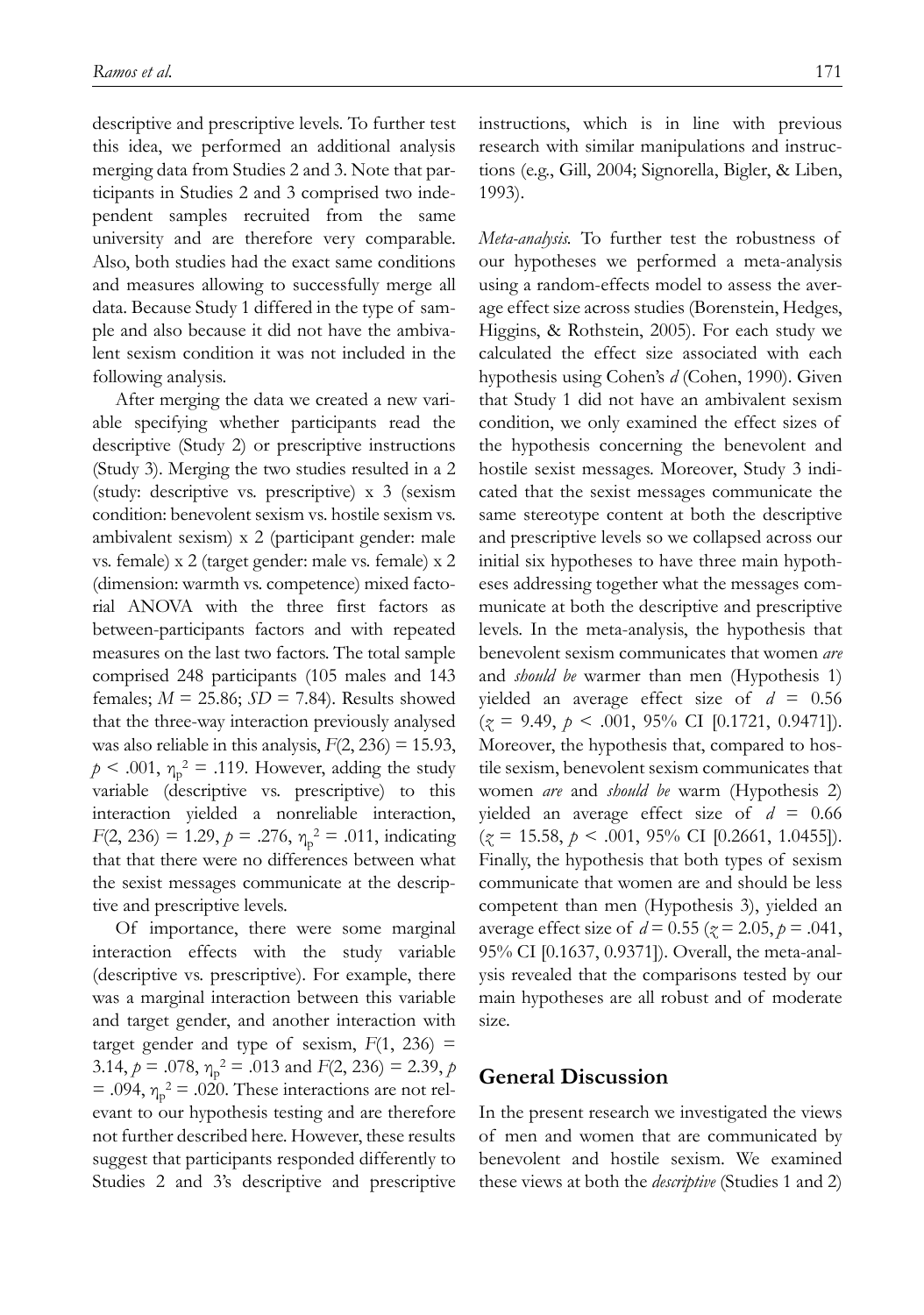descriptive and prescriptive levels. To further test this idea, we performed an additional analysis merging data from Studies 2 and 3. Note that participants in Studies 2 and 3 comprised two independent samples recruited from the same university and are therefore very comparable. Also, both studies had the exact same conditions and measures allowing to successfully merge all data. Because Study 1 differed in the type of sample and also because it did not have the ambivalent sexism condition it was not included in the following analysis.

After merging the data we created a new variable specifying whether participants read the descriptive (Study 2) or prescriptive instructions (Study 3). Merging the two studies resulted in a 2 (study: descriptive vs. prescriptive) x 3 (sexism condition: benevolent sexism vs. hostile sexism vs. ambivalent sexism) x 2 (participant gender: male vs. female) x 2 (target gender: male vs. female) x 2 (dimension: warmth vs. competence) mixed factorial ANOVA with the three first factors as between-participants factors and with repeated measures on the last two factors. The total sample comprised 248 participants (105 males and 143 females; $M = 25.86$; $SD = 7.84$). Results showed that the three-way interaction previously analysed was also reliable in this analysis, $F(2, 236) = 15.93$, $p < .001$, $\eta_p^2 = .119$. However, adding the study variable (descriptive vs. prescriptive) to this interaction yielded a nonreliable interaction, $F(2, 236) = 1.29$, $p = .276$, $\eta_p^2 = .011$, indicating that that there were no differences between what the sexist messages communicate at the descriptive and prescriptive levels.

Of importance, there were some marginal interaction effects with the study variable (descriptive vs. prescriptive). For example, there was a marginal interaction between this variable and target gender, and another interaction with target gender and type of sexism, $F(1, 236) = 3.14$, $p = .078$, $\eta_p^2 = .013$ and $F(2, 236) = 2.39$, $p = .094$, $\eta_p^2 = .020$. These interactions are not relevant to our hypothesis testing and are therefore not further described here. However, these results suggest that participants responded differently to Studies 2 and 3's descriptive and prescriptive instructions, which is in line with previous research with similar manipulations and instructions (e.g., Gill, 2004; Signorella, Bigler, & Liben, 1993).

*Meta-analysis.* To further test the robustness of our hypotheses we performed a meta-analysis using a random-effects model to assess the average effect size across studies (Borenstein, Hedges, Higgins, & Rothstein, 2005). For each study we calculated the effect size associated with each hypothesis using Cohen's *d* (Cohen, 1990). Given that Study 1 did not have an ambivalent sexism condition, we only examined the effect sizes of the hypothesis concerning the benevolent and hostile sexist messages. Moreover, Study 3 indicated that the sexist messages communicate the same stereotype content at both the descriptive and prescriptive levels so we collapsed across our initial six hypotheses to have three main hypotheses addressing together what the messages communicate at both the descriptive and prescriptive levels. In the meta-analysis, the hypothesis that benevolent sexism communicates that women *are* and *should be* warmer than men (Hypothesis 1) yielded an average effect size of $d = 0.56$ ($z = 9.49$, $p < .001$, 95% CI [0.1721, 0.9471]). Moreover, the hypothesis that, compared to hostile sexism, benevolent sexism communicates that women *are* and *should be* warm (Hypothesis 2) yielded an average effect size of $d = 0.66$ ($z = 15.58$, $p < .001$, 95% CI [0.2661, 1.0455]). Finally, the hypothesis that both types of sexism communicate that women are and should be less competent than men (Hypothesis 3), yielded an average effect size of $d = 0.55$ ($z = 2.05$, $p = .041$, 95% CI [0.1637, 0.9371]). Overall, the meta-analysis revealed that the comparisons tested by our main hypotheses are all robust and of moderate size.

## General Discussion

In the present research we investigated the views of men and women that are communicated by benevolent and hostile sexism. We examined these views at both the *descriptive* (Studies 1 and 2)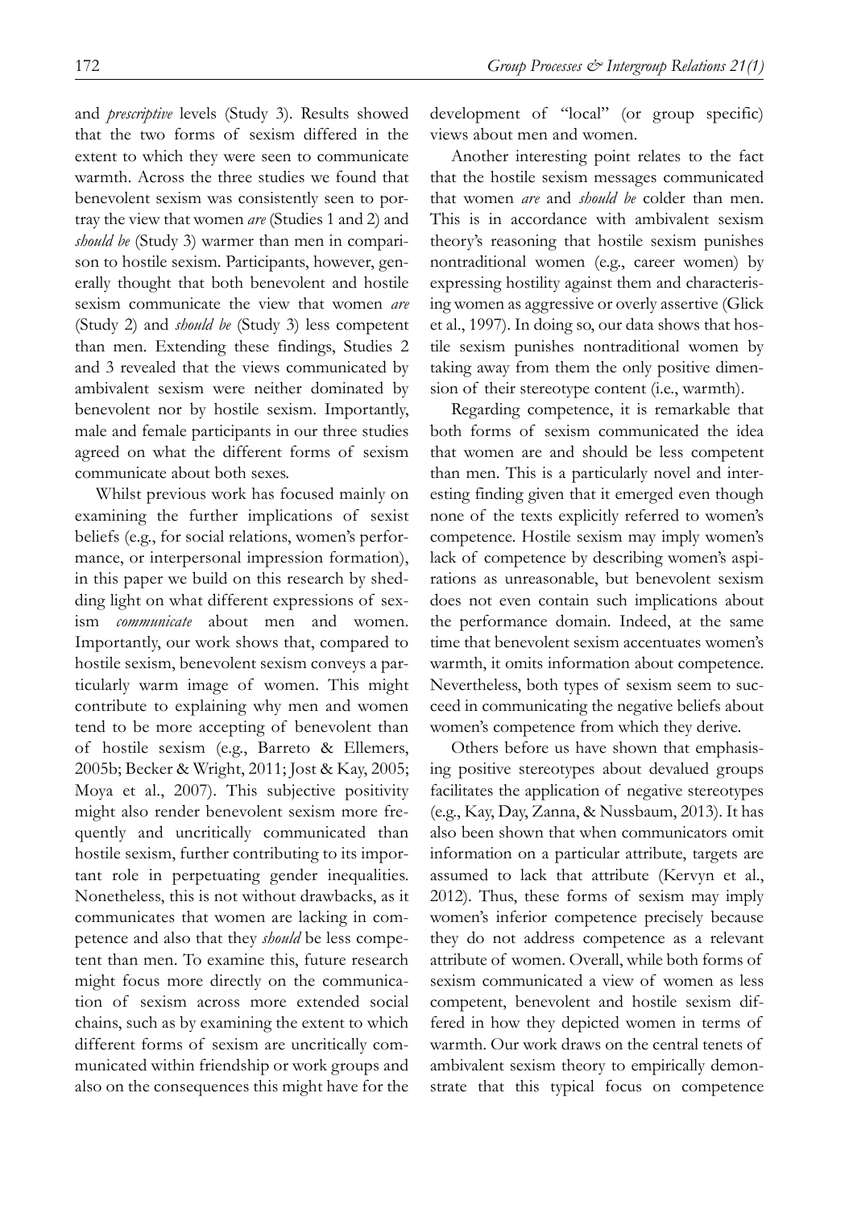and *prescriptive* levels (Study 3). Results showed that the two forms of sexism differed in the extent to which they were seen to communicate warmth. Across the three studies we found that benevolent sexism was consistently seen to portray the view that women *are* (Studies 1 and 2) and *should be* (Study 3) warmer than men in comparison to hostile sexism. Participants, however, generally thought that both benevolent and hostile sexism communicate the view that women *are* (Study 2) and *should be* (Study 3) less competent than men. Extending these findings, Studies 2 and 3 revealed that the views communicated by ambivalent sexism were neither dominated by benevolent nor by hostile sexism. Importantly, male and female participants in our three studies agreed on what the different forms of sexism communicate about both sexes.

Whilst previous work has focused mainly on examining the further implications of sexist beliefs (e.g., for social relations, women's performance, or interpersonal impression formation), in this paper we build on this research by shedding light on what different expressions of sexism *communicate* about men and women. Importantly, our work shows that, compared to hostile sexism, benevolent sexism conveys a particularly warm image of women. This might contribute to explaining why men and women tend to be more accepting of benevolent than of hostile sexism (e.g., Barreto & Ellemers, 2005b; Becker & Wright, 2011; Jost & Kay, 2005; Moya et al., 2007). This subjective positivity might also render benevolent sexism more frequently and uncritically communicated than hostile sexism, further contributing to its important role in perpetuating gender inequalities. Nonetheless, this is not without drawbacks, as it communicates that women are lacking in competence and also that they *should* be less competent than men. To examine this, future research might focus more directly on the communication of sexism across more extended social chains, such as by examining the extent to which different forms of sexism are uncritically communicated within friendship or work groups and also on the consequences this might have for the development of "local" (or group specific) views about men and women.

Another interesting point relates to the fact that the hostile sexism messages communicated that women *are* and *should be* colder than men. This is in accordance with ambivalent sexism theory's reasoning that hostile sexism punishes nontraditional women (e.g., career women) by expressing hostility against them and characterising women as aggressive or overly assertive (Glick et al., 1997). In doing so, our data shows that hostile sexism punishes nontraditional women by taking away from them the only positive dimension of their stereotype content (i.e., warmth).

Regarding competence, it is remarkable that both forms of sexism communicated the idea that women are and should be less competent than men. This is a particularly novel and interesting finding given that it emerged even though none of the texts explicitly referred to women's competence. Hostile sexism may imply women's lack of competence by describing women's aspirations as unreasonable, but benevolent sexism does not even contain such implications about the performance domain. Indeed, at the same time that benevolent sexism accentuates women's warmth, it omits information about competence. Nevertheless, both types of sexism seem to succeed in communicating the negative beliefs about women's competence from which they derive.

Others before us have shown that emphasising positive stereotypes about devalued groups facilitates the application of negative stereotypes (e.g., Kay, Day, Zanna, & Nussbaum, 2013). It has also been shown that when communicators omit information on a particular attribute, targets are assumed to lack that attribute (Kervyn et al., 2012). Thus, these forms of sexism may imply women's inferior competence precisely because they do not address competence as a relevant attribute of women. Overall, while both forms of sexism communicated a view of women as less competent, benevolent and hostile sexism differed in how they depicted women in terms of warmth. Our work draws on the central tenets of ambivalent sexism theory to empirically demonstrate that this typical focus on competence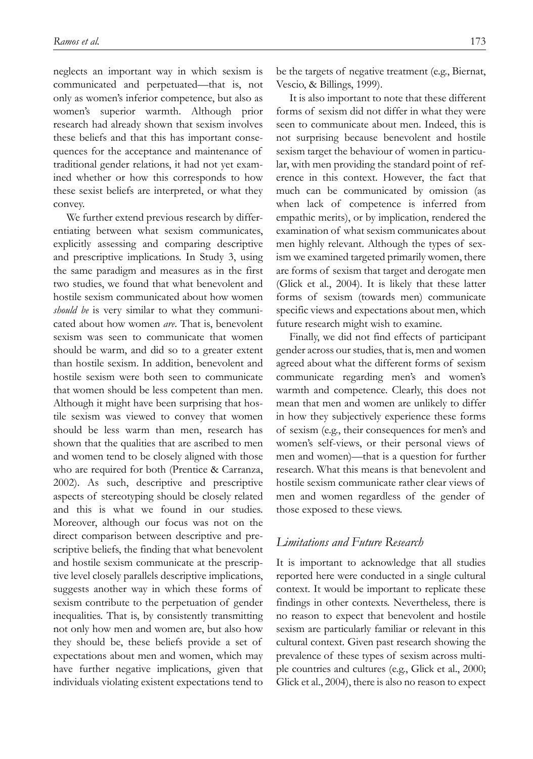neglects an important way in which sexism is communicated and perpetuated—that is, not only as women's inferior competence, but also as women's superior warmth. Although prior research had already shown that sexism involves these beliefs and that this has important consequences for the acceptance and maintenance of traditional gender relations, it had not yet examined whether or how this corresponds to how these sexist beliefs are interpreted, or what they convey.

We further extend previous research by differentiating between what sexism communicates, explicitly assessing and comparing descriptive and prescriptive implications. In Study 3, using the same paradigm and measures as in the first two studies, we found that what benevolent and hostile sexism communicated about how women *should be* is very similar to what they communicated about how women *are*. That is, benevolent sexism was seen to communicate that women should be warm, and did so to a greater extent than hostile sexism. In addition, benevolent and hostile sexism were both seen to communicate that women should be less competent than men. Although it might have been surprising that hostile sexism was viewed to convey that women should be less warm than men, research has shown that the qualities that are ascribed to men and women tend to be closely aligned with those who are required for both (Prentice & Carranza, 2002). As such, descriptive and prescriptive aspects of stereotyping should be closely related and this is what we found in our studies. Moreover, although our focus was not on the direct comparison between descriptive and prescriptive beliefs, the finding that what benevolent and hostile sexism communicate at the prescriptive level closely parallels descriptive implications, suggests another way in which these forms of sexism contribute to the perpetuation of gender inequalities. That is, by consistently transmitting not only how men and women are, but also how they should be, these beliefs provide a set of expectations about men and women, which may have further negative implications, given that individuals violating existent expectations tend to be the targets of negative treatment (e.g., Biernat, Vescio, & Billings, 1999).

It is also important to note that these different forms of sexism did not differ in what they were seen to communicate about men. Indeed, this is not surprising because benevolent and hostile sexism target the behaviour of women in particular, with men providing the standard point of reference in this context. However, the fact that much can be communicated by omission (as when lack of competence is inferred from empathic merits), or by implication, rendered the examination of what sexism communicates about men highly relevant. Although the types of sexism we examined targeted primarily women, there are forms of sexism that target and derogate men (Glick et al., 2004). It is likely that these latter forms of sexism (towards men) communicate specific views and expectations about men, which future research might wish to examine.

Finally, we did not find effects of participant gender across our studies, that is, men and women agreed about what the different forms of sexism communicate regarding men's and women's warmth and competence. Clearly, this does not mean that men and women are unlikely to differ in how they subjectively experience these forms of sexism (e.g., their consequences for men's and women's self-views, or their personal views of men and women)—that is a question for further research. What this means is that benevolent and hostile sexism communicate rather clear views of men and women regardless of the gender of those exposed to these views.

## *Limitations and Future Research*

It is important to acknowledge that all studies reported here were conducted in a single cultural context. It would be important to replicate these findings in other contexts. Nevertheless, there is no reason to expect that benevolent and hostile sexism are particularly familiar or relevant in this cultural context. Given past research showing the prevalence of these types of sexism across multiple countries and cultures (e.g., Glick et al., 2000; Glick et al., 2004), there is also no reason to expect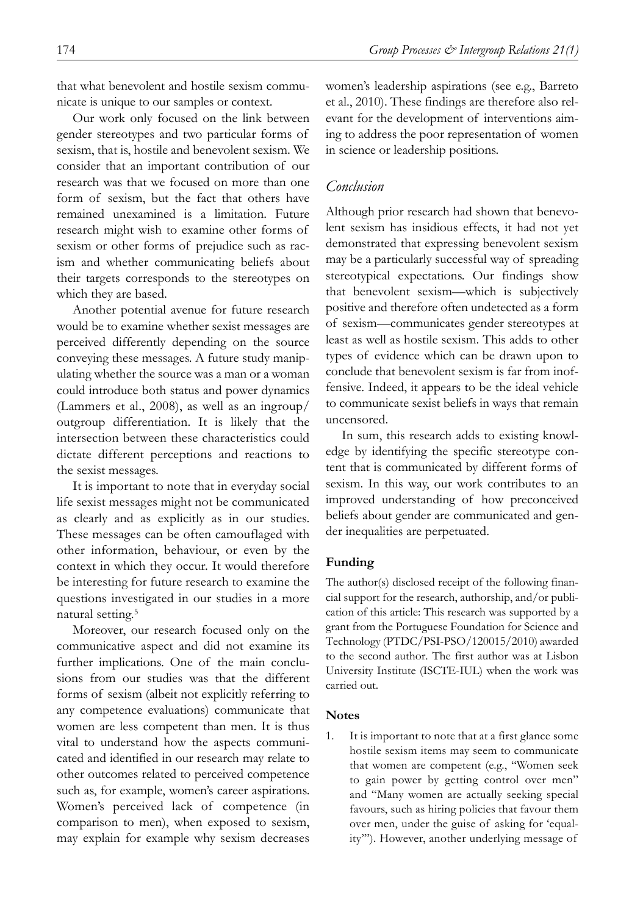that what benevolent and hostile sexism communicate is unique to our samples or context.

Our work only focused on the link between gender stereotypes and two particular forms of sexism, that is, hostile and benevolent sexism. We consider that an important contribution of our research was that we focused on more than one form of sexism, but the fact that others have remained unexamined is a limitation. Future research might wish to examine other forms of sexism or other forms of prejudice such as racism and whether communicating beliefs about their targets corresponds to the stereotypes on which they are based.

Another potential avenue for future research would be to examine whether sexist messages are perceived differently depending on the source conveying these messages. A future study manipulating whether the source was a man or a woman could introduce both status and power dynamics (Lammers et al., 2008), as well as an ingroup/outgroup differentiation. It is likely that the intersection between these characteristics could dictate different perceptions and reactions to the sexist messages.

It is important to note that in everyday social life sexist messages might not be communicated as clearly and as explicitly as in our studies. These messages can be often camouflaged with other information, behaviour, or even by the context in which they occur. It would therefore be interesting for future research to examine the questions investigated in our studies in a more natural setting.[5]

Moreover, our research focused only on the communicative aspect and did not examine its further implications. One of the main conclusions from our studies was that the different forms of sexism (albeit not explicitly referring to any competence evaluations) communicate that women are less competent than men. It is thus vital to understand how the aspects communicated and identified in our research may relate to other outcomes related to perceived competence such as, for example, women's career aspirations. Women's perceived lack of competence (in comparison to men), when exposed to sexism, may explain for example why sexism decreases women's leadership aspirations (see e.g., Barreto et al., 2010). These findings are therefore also relevant for the development of interventions aiming to address the poor representation of women in science or leadership positions.

## *Conclusion*

Although prior research had shown that benevolent sexism has insidious effects, it had not yet demonstrated that expressing benevolent sexism may be a particularly successful way of spreading stereotypical expectations. Our findings show that benevolent sexism—which is subjectively positive and therefore often undetected as a form of sexism—communicates gender stereotypes at least as well as hostile sexism. This adds to other types of evidence which can be drawn upon to conclude that benevolent sexism is far from inoffensive. Indeed, it appears to be the ideal vehicle to communicate sexist beliefs in ways that remain uncensored.

In sum, this research adds to existing knowledge by identifying the specific stereotype content that is communicated by different forms of sexism. In this way, our work contributes to an improved understanding of how preconceived beliefs about gender are communicated and gender inequalities are perpetuated.

### Funding

The author(s) disclosed receipt of the following financial support for the research, authorship, and/or publication of this article: This research was supported by a grant from the Portuguese Foundation for Science and Technology (PTDC/PSI-PSO/120015/2010) awarded to the second author. The first author was at Lisbon University Institute (ISCTE-IUL) when the work was carried out.

### Notes

1. It is important to note that at a first glance some hostile sexism items may seem to communicate that women are competent (e.g., "Women seek to gain power by getting control over men" and "Many women are actually seeking special favours, such as hiring policies that favour them over men, under the guise of asking for 'equality'"). However, another underlying message of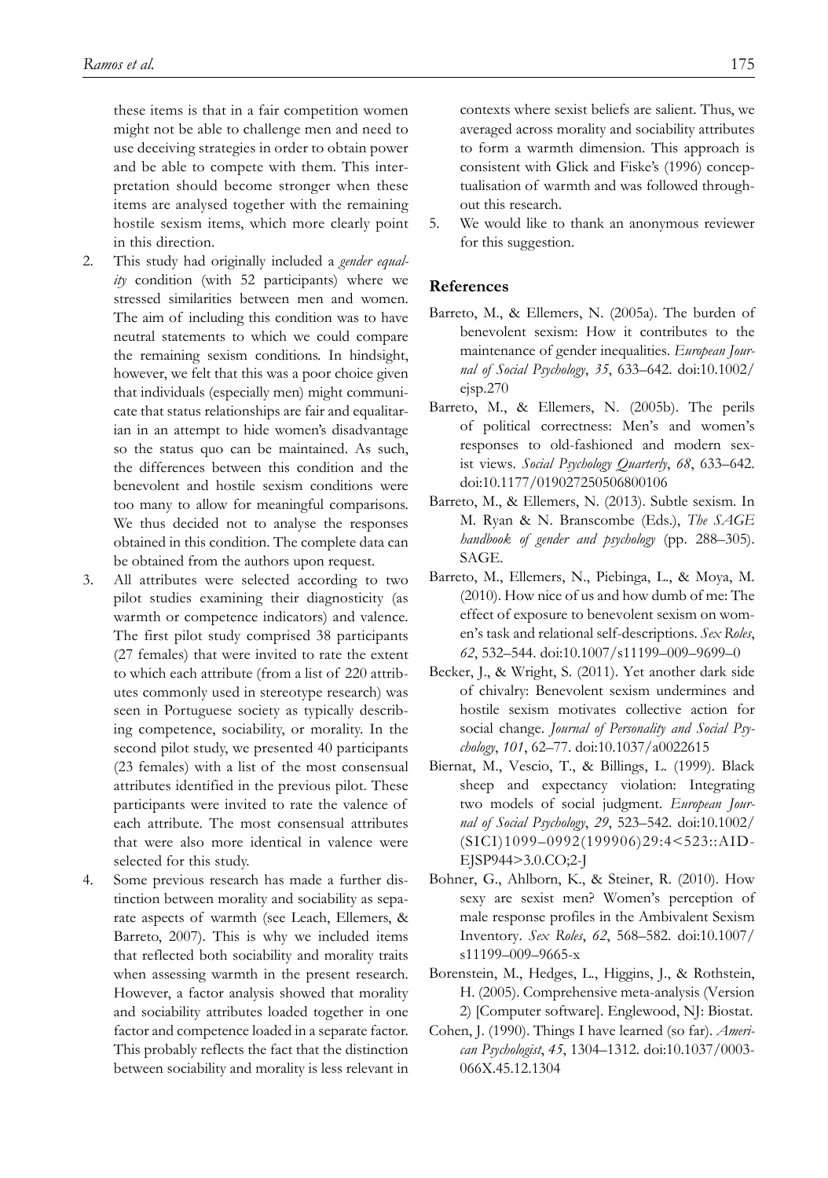these items is that in a fair competition women might not be able to challenge men and need to use deceiving strategies in order to obtain power and be able to compete with them. This interpretation should become stronger when these items are analysed together with the remaining hostile sexism items, which more clearly point in this direction.

2. This study had originally included a *gender equality* condition (with 52 participants) where we stressed similarities between men and women. The aim of including this condition was to have neutral statements to which we could compare the remaining sexism conditions. In hindsight, however, we felt that this was a poor choice given that individuals (especially men) might communicate that status relationships are fair and equalitarian in an attempt to hide women's disadvantage so the status quo can be maintained. As such, the differences between this condition and the benevolent and hostile sexism conditions were too many to allow for meaningful comparisons. We thus decided not to analyse the responses obtained in this condition. The complete data can be obtained from the authors upon request.
3. All attributes were selected according to two pilot studies examining their diagnosticity (as warmth or competence indicators) and valence. The first pilot study comprised 38 participants (27 females) that were invited to rate the extent to which each attribute (from a list of 220 attributes commonly used in stereotype research) was seen in Portuguese society as typically describing competence, sociability, or morality. In the second pilot study, we presented 40 participants (23 females) with a list of the most consensual attributes identified in the previous pilot. These participants were invited to rate the valence of each attribute. The most consensual attributes that were also more identical in valence were selected for this study.
4. Some previous research has made a further distinction between morality and sociability as separate aspects of warmth (see Leach, Ellemers, & Barreto, 2007). This is why we included items that reflected both sociability and morality traits when assessing warmth in the present research. However, a factor analysis showed that morality and sociability attributes loaded together in one factor and competence loaded in a separate factor. This probably reflects the fact that the distinction between sociability and morality is less relevant in contexts where sexist beliefs are salient. Thus, we averaged across morality and sociability attributes to form a warmth dimension. This approach is consistent with Glick and Fiske's (1996) conceptualisation of warmth and was followed throughout this research.
5. We would like to thank an anonymous reviewer for this suggestion.

## References

Barreto, M., & Ellemers, N. (2005a). The burden of benevolent sexism: How it contributes to the maintenance of gender inequalities. *European Journal of Social Psychology*, *35*, 633–642. doi:10.1002/ejsp.270

Barreto, M., & Ellemers, N. (2005b). The perils of political correctness: Men's and women's responses to old-fashioned and modern sexist views. *Social Psychology Quarterly*, *68*, 633–642. doi:10.1177/019027250506800106

Barreto, M., & Ellemers, N. (2013). Subtle sexism. In M. Ryan & N. Branscombe (Eds.), *The SAGE handbook of gender and psychology* (pp. 288–305). SAGE.

Barreto, M., Ellemers, N., Piebinga, L., & Moya, M. (2010). How nice of us and how dumb of me: The effect of exposure to benevolent sexism on women's task and relational self-descriptions. *Sex Roles*, *62*, 532–544. doi:10.1007/s11199–009–9699–0

Becker, J., & Wright, S. (2011). Yet another dark side of chivalry: Benevolent sexism undermines and hostile sexism motivates collective action for social change. *Journal of Personality and Social Psychology*, *101*, 62–77. doi:10.1037/a0022615

Biernat, M., Vescio, T., & Billings, L. (1999). Black sheep and expectancy violation: Integrating two models of social judgment. *European Journal of Social Psychology*, *29*, 523–542. doi:10.1002/(SICI)1099–0992(199906)29:4<523::AID-EJSP944>3.0.CO;2-J

Bohner, G., Ahlborn, K., & Steiner, R. (2010). How sexy are sexist men? Women's perception of male response profiles in the Ambivalent Sexism Inventory. *Sex Roles*, *62*, 568–582. doi:10.1007/s11199–009–9665-x

Borenstein, M., Hedges, L., Higgins, J., & Rothstein, H. (2005). Comprehensive meta-analysis (Version 2) [Computer software]. Englewood, NJ: Biostat.

Cohen, J. (1990). Things I have learned (so far). *American Psychologist*, *45*, 1304–1312. doi:10.1037/0003-066X.45.12.1304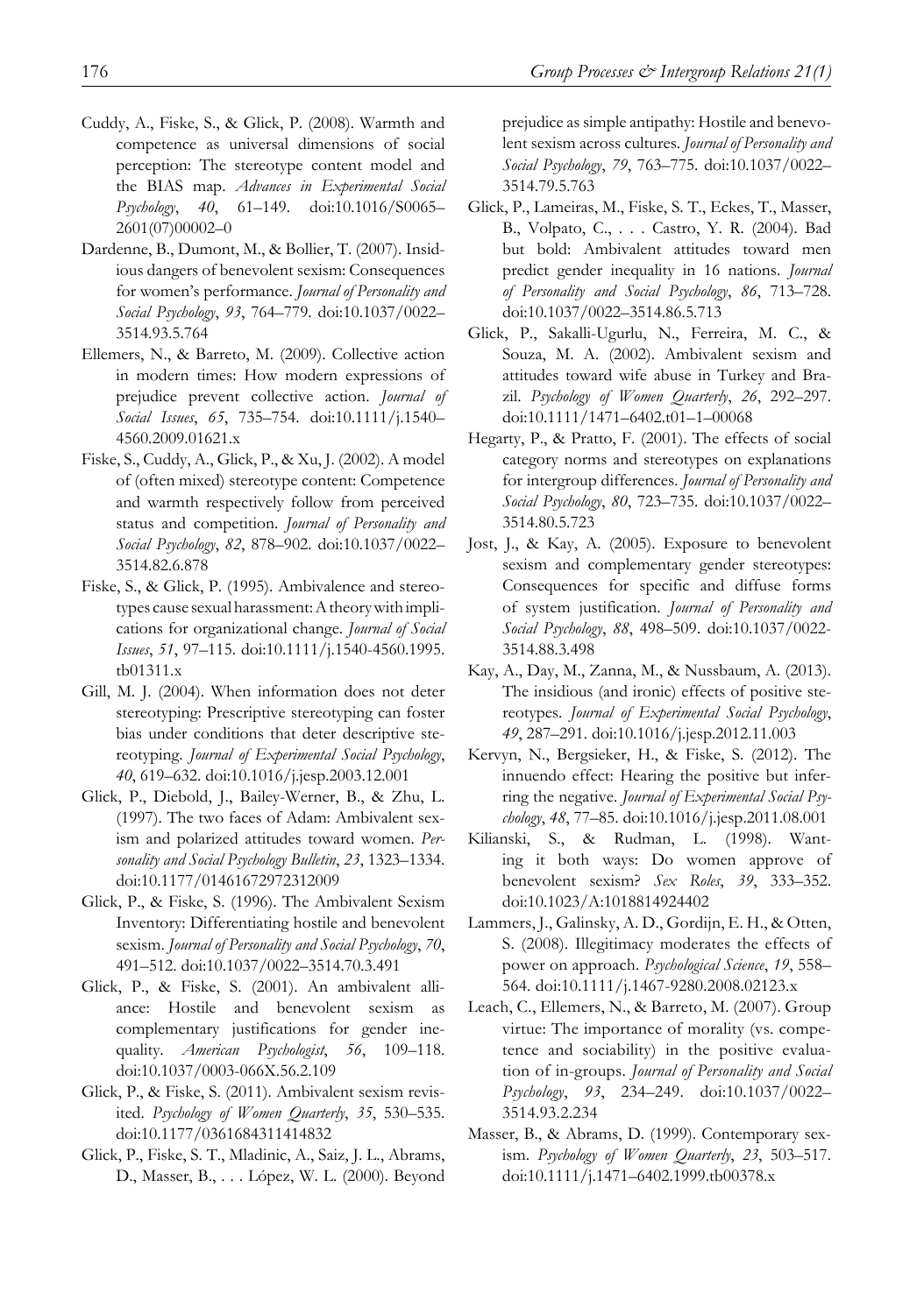Cuddy, A., Fiske, S., & Glick, P. (2008). Warmth and competence as universal dimensions of social perception: The stereotype content model and the BIAS map. *Advances in Experimental Social Psychology*, *40*, 61–149. doi:10.1016/S0065–2601(07)00002–0

Dardenne, B., Dumont, M., & Bollier, T. (2007). Insidious dangers of benevolent sexism: Consequences for women's performance. *Journal of Personality and Social Psychology*, *93*, 764–779. doi:10.1037/0022–3514.93.5.764

Ellemers, N., & Barreto, M. (2009). Collective action in modern times: How modern expressions of prejudice prevent collective action. *Journal of Social Issues*, *65*, 735–754. doi:10.1111/j.1540–4560.2009.01621.x

Fiske, S., Cuddy, A., Glick, P., & Xu, J. (2002). A model of (often mixed) stereotype content: Competence and warmth respectively follow from perceived status and competition. *Journal of Personality and Social Psychology*, *82*, 878–902. doi:10.1037/0022–3514.82.6.878

Fiske, S., & Glick, P. (1995). Ambivalence and stereotypes cause sexual harassment: A theory with implications for organizational change. *Journal of Social Issues*, *51*, 97–115. doi:10.1111/j.1540-4560.1995.tb01311.x

Gill, M. J. (2004). When information does not deter stereotyping: Prescriptive stereotyping can foster bias under conditions that deter descriptive stereotyping. *Journal of Experimental Social Psychology*, *40*, 619–632. doi:10.1016/j.jesp.2003.12.001

Glick, P., Diebold, J., Bailey-Werner, B., & Zhu, L. (1997). The two faces of Adam: Ambivalent sexism and polarized attitudes toward women. *Personality and Social Psychology Bulletin*, *23*, 1323–1334. doi:10.1177/01461672972312009

Glick, P., & Fiske, S. (1996). The Ambivalent Sexism Inventory: Differentiating hostile and benevolent sexism. *Journal of Personality and Social Psychology*, *70*, 491–512. doi:10.1037/0022–3514.70.3.491

Glick, P., & Fiske, S. (2001). An ambivalent alliance: Hostile and benevolent sexism as complementary justifications for gender inequality. *American Psychologist*, *56*, 109–118. doi:10.1037/0003-066X.56.2.109

Glick, P., & Fiske, S. (2011). Ambivalent sexism revisited. *Psychology of Women Quarterly*, *35*, 530–535. doi:10.1177/0361684311414832

Glick, P., Fiske, S. T., Mladinic, A., Saiz, J. L., Abrams, D., Masser, B., . . . López, W. L. (2000). Beyond prejudice as simple antipathy: Hostile and benevolent sexism across cultures. *Journal of Personality and Social Psychology*, *79*, 763–775. doi:10.1037/0022–3514.79.5.763

Glick, P., Lameiras, M., Fiske, S. T., Eckes, T., Masser, B., Volpato, C., . . . Castro, Y. R. (2004). Bad but bold: Ambivalent attitudes toward men predict gender inequality in 16 nations. *Journal of Personality and Social Psychology*, *86*, 713–728. doi:10.1037/0022–3514.86.5.713

Glick, P., Sakalli-Ugurlu, N., Ferreira, M. C., & Souza, M. A. (2002). Ambivalent sexism and attitudes toward wife abuse in Turkey and Brazil. *Psychology of Women Quarterly*, *26*, 292–297. doi:10.1111/1471–6402.t01–1–00068

Hegarty, P., & Pratto, F. (2001). The effects of social category norms and stereotypes on explanations for intergroup differences. *Journal of Personality and Social Psychology*, *80*, 723–735. doi:10.1037/0022–3514.80.5.723

Jost, J., & Kay, A. (2005). Exposure to benevolent sexism and complementary gender stereotypes: Consequences for specific and diffuse forms of system justification. *Journal of Personality and Social Psychology*, *88*, 498–509. doi:10.1037/0022-3514.88.3.498

Kay, A., Day, M., Zanna, M., & Nussbaum, A. (2013). The insidious (and ironic) effects of positive stereotypes. *Journal of Experimental Social Psychology*, *49*, 287–291. doi:10.1016/j.jesp.2012.11.003

Kervyn, N., Bergsieker, H., & Fiske, S. (2012). The innuendo effect: Hearing the positive but inferring the negative. *Journal of Experimental Social Psychology*, *48*, 77–85. doi:10.1016/j.jesp.2011.08.001

Kilianski, S., & Rudman, L. (1998). Wanting it both ways: Do women approve of benevolent sexism? *Sex Roles*, *39*, 333–352. doi:10.1023/A:1018814924402

Lammers, J., Galinsky, A. D., Gordijn, E. H., & Otten, S. (2008). Illegitimacy moderates the effects of power on approach. *Psychological Science*, *19*, 558–564. doi:10.1111/j.1467-9280.2008.02123.x

Leach, C., Ellemers, N., & Barreto, M. (2007). Group virtue: The importance of morality (vs. competence and sociability) in the positive evaluation of in-groups. *Journal of Personality and Social Psychology*, *93*, 234–249. doi:10.1037/0022–3514.93.2.234

Masser, B., & Abrams, D. (1999). Contemporary sexism. *Psychology of Women Quarterly*, *23*, 503–517. doi:10.1111/j.1471–6402.1999.tb00378.x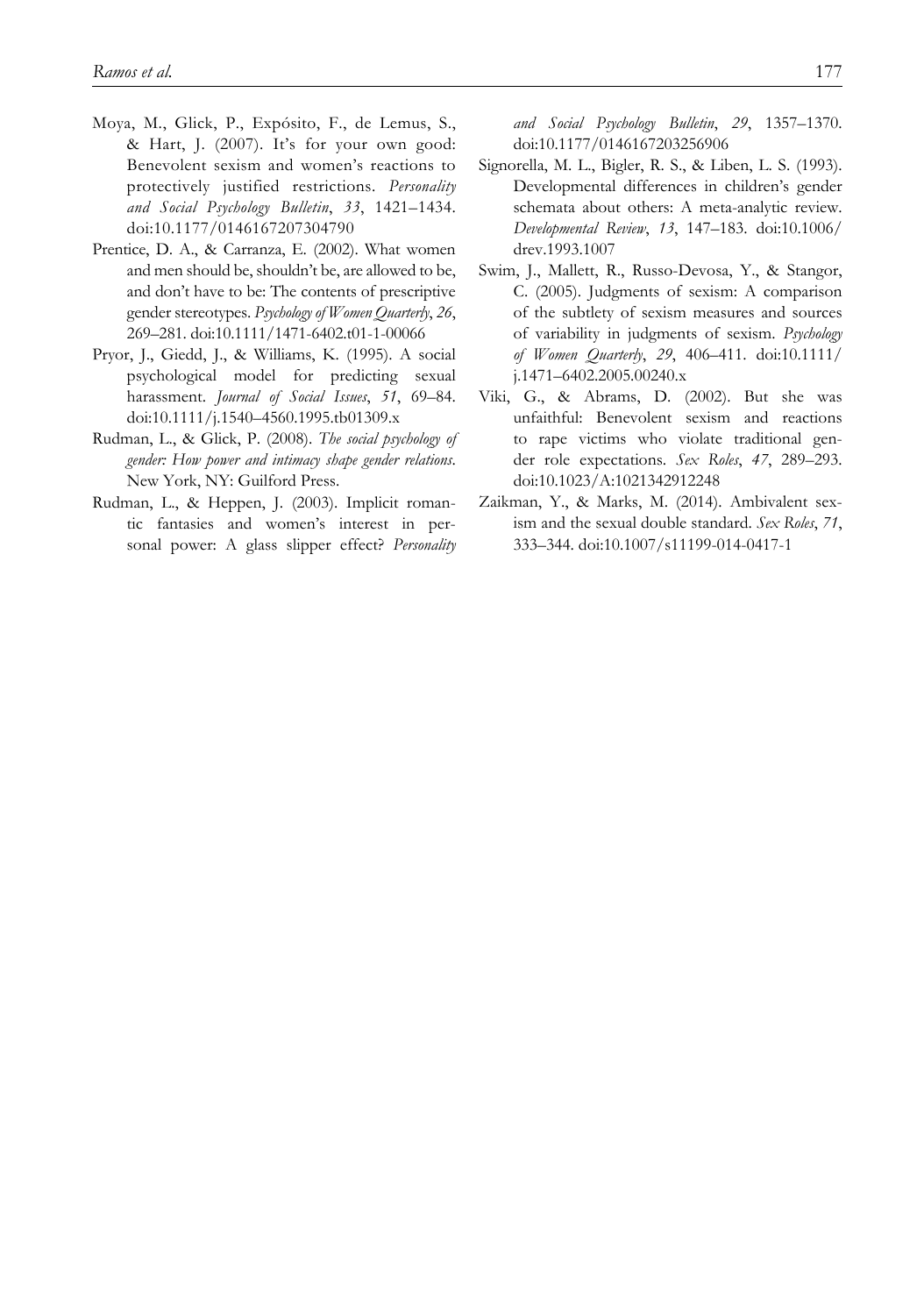Moya, M., Glick, P., Expósito, F., de Lemus, S., & Hart, J. (2007). It's for your own good: Benevolent sexism and women's reactions to protectively justified restrictions. *Personality and Social Psychology Bulletin*, *33*, 1421–1434. doi:10.1177/0146167207304790

Prentice, D. A., & Carranza, E. (2002). What women and men should be, shouldn't be, are allowed to be, and don't have to be: The contents of prescriptive gender stereotypes. *Psychology of Women Quarterly*, *26*, 269–281. doi:10.1111/1471-6402.t01-1-00066

Pryor, J., Giedd, J., & Williams, K. (1995). A social psychological model for predicting sexual harassment. *Journal of Social Issues*, *51*, 69–84. doi:10.1111/j.1540–4560.1995.tb01309.x

Rudman, L., & Glick, P. (2008). *The social psychology of gender: How power and intimacy shape gender relations*. New York, NY: Guilford Press.

Rudman, L., & Heppen, J. (2003). Implicit romantic fantasies and women's interest in personal power: A glass slipper effect? *Personality and Social Psychology Bulletin*, *29*, 1357–1370. doi:10.1177/0146167203256906

Signorella, M. L., Bigler, R. S., & Liben, L. S. (1993). Developmental differences in children's gender schemata about others: A meta-analytic review. *Developmental Review*, *13*, 147–183. doi:10.1006/drev.1993.1007

Swim, J., Mallett, R., Russo-Devosa, Y., & Stangor, C. (2005). Judgments of sexism: A comparison of the subtlety of sexism measures and sources of variability in judgments of sexism. *Psychology of Women Quarterly*, *29*, 406–411. doi:10.1111/j.1471–6402.2005.00240.x

Viki, G., & Abrams, D. (2002). But she was unfaithful: Benevolent sexism and reactions to rape victims who violate traditional gender role expectations. *Sex Roles*, *47*, 289–293. doi:10.1023/A:1021342912248

Zaikman, Y., & Marks, M. (2014). Ambivalent sexism and the sexual double standard. *Sex Roles*, *71*, 333–344. doi:10.1007/s11199-014-0417-1